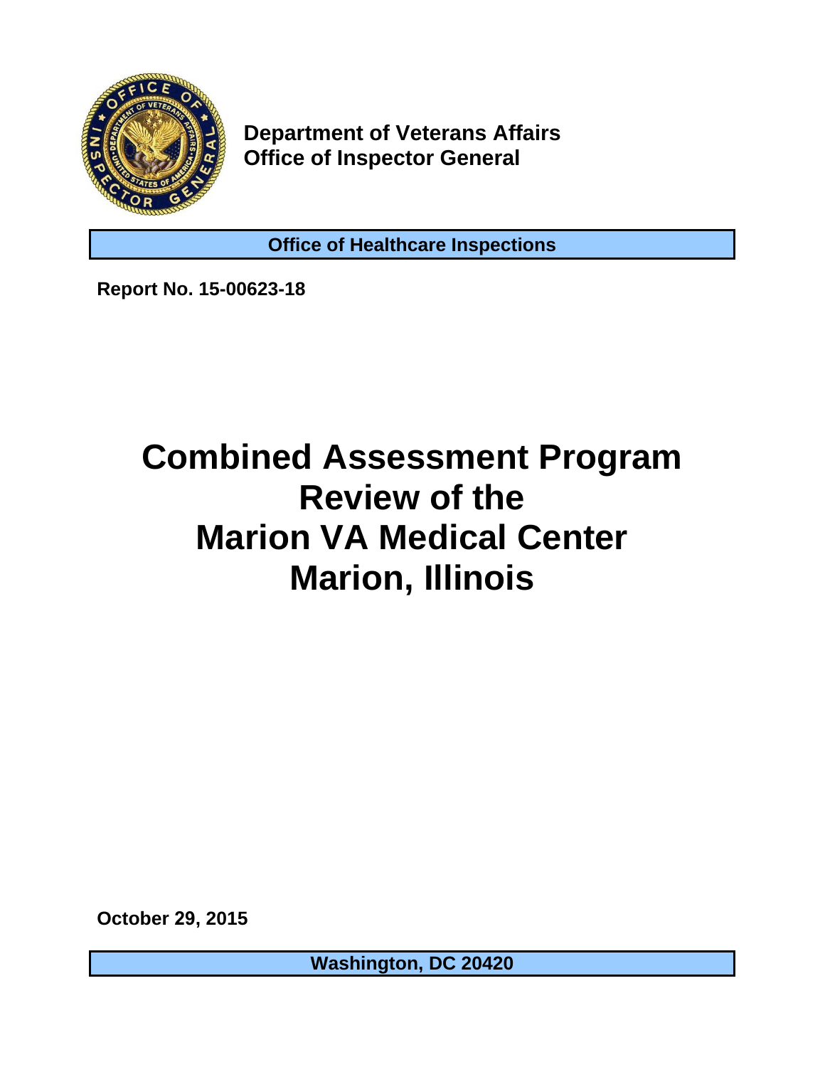**Department of Veterans Affairs**
**Office of Inspector General**

**Office of Healthcare Inspections**

**Report No. 15-00623-18**

# Combined Assessment Program Review of the Marion VA Medical Center Marion, Illinois

**October 29, 2015**

**Washington, DC 20420**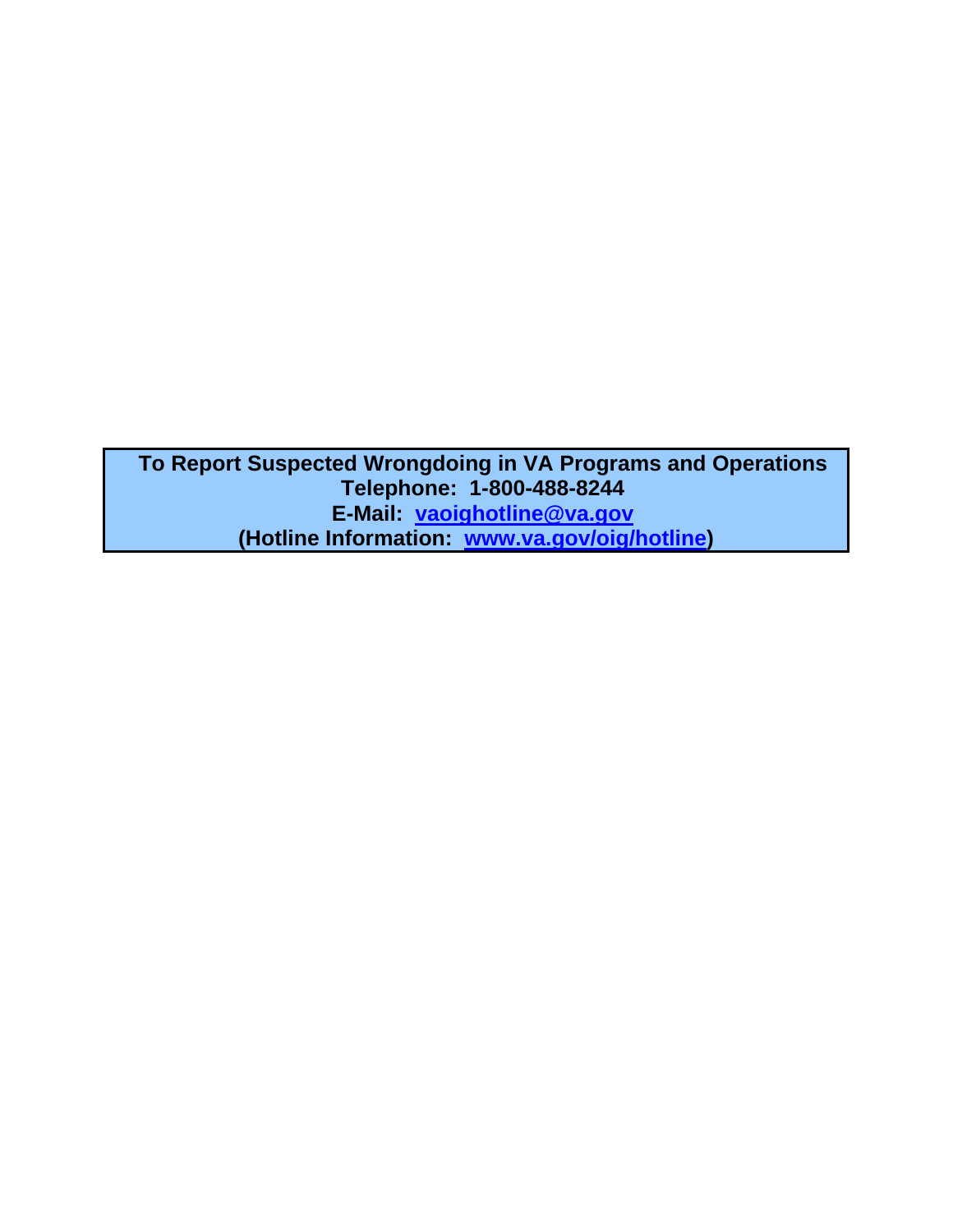**To Report Suspected Wrongdoing in VA Programs and Operations**
**Telephone: 1-800-488-8244**
**E-Mail: vaoighotline@va.gov**
**(Hotline Information: www.va.gov/oig/hotline)**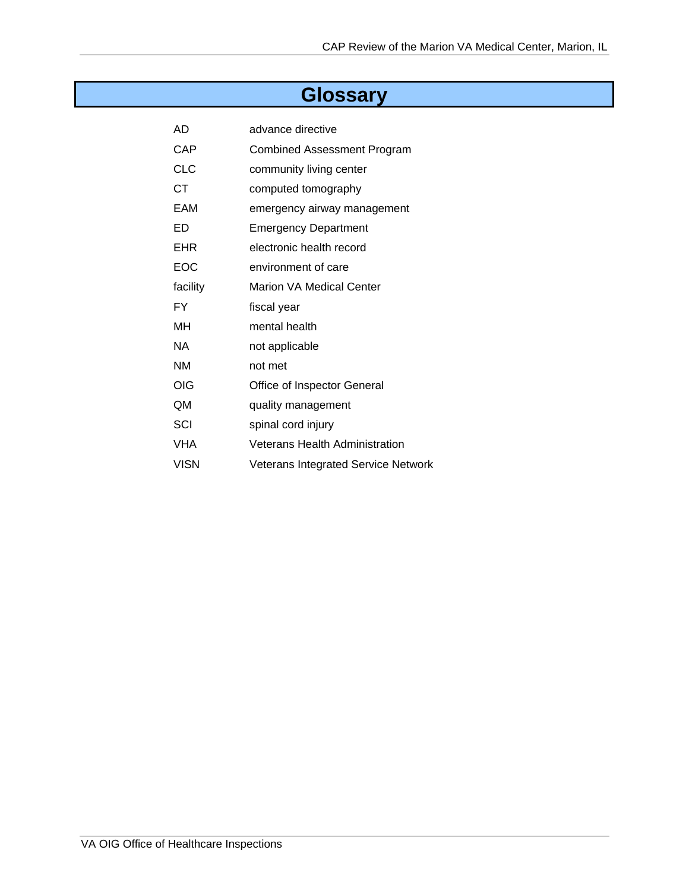# Glossary

| | |
|---|---|
| AD | advance directive |
| CAP | Combined Assessment Program |
| CLC | community living center |
| CT | computed tomography |
| EAM | emergency airway management |
| ED | Emergency Department |
| EHR | electronic health record |
| EOC | environment of care |
| facility | Marion VA Medical Center |
| FY | fiscal year |
| MH | mental health |
| NA | not applicable |
| NM | not met |
| OIG | Office of Inspector General |
| QM | quality management |
| SCI | spinal cord injury |
| VHA | Veterans Health Administration |
| VISN | Veterans Integrated Service Network |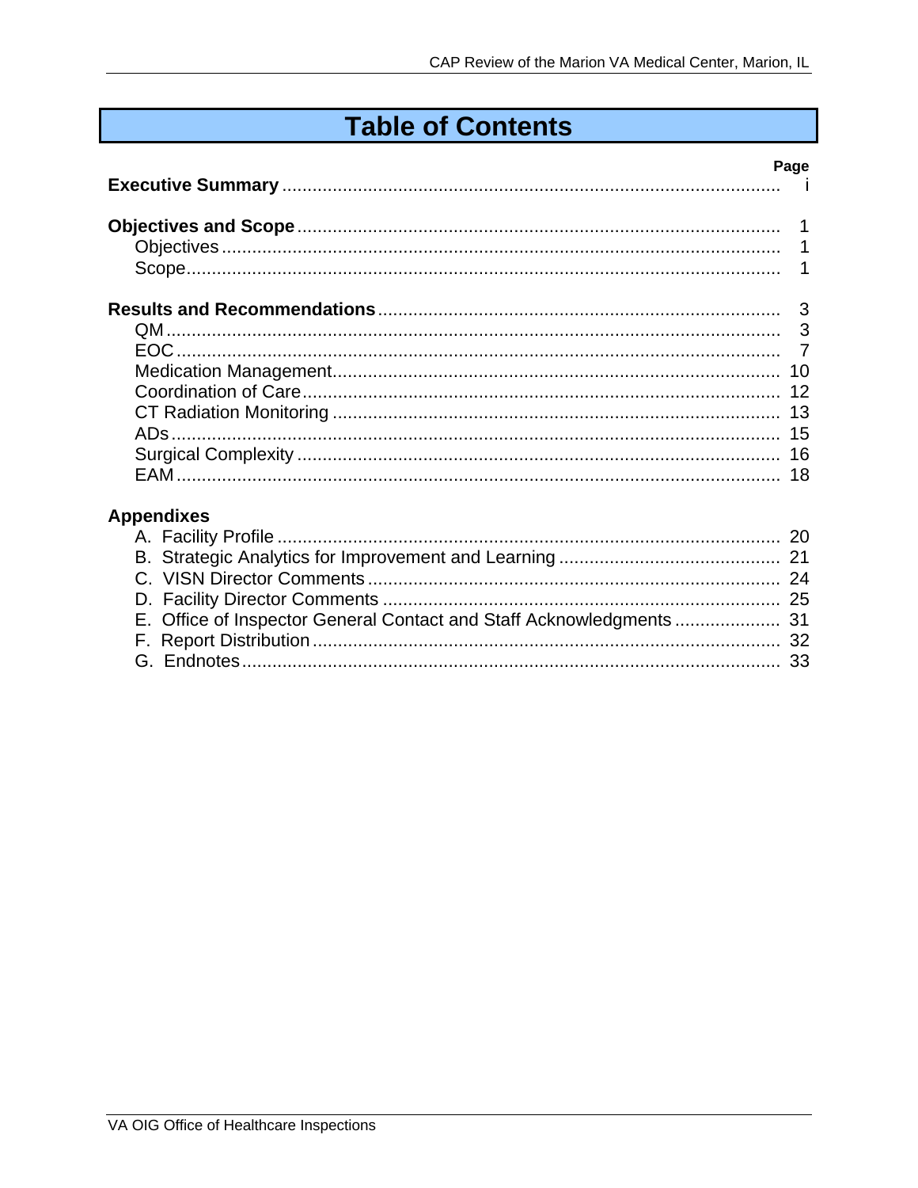# Table of Contents

| | Page |
|---|---|
| **Executive Summary** | i |
| **Objectives and Scope** | 1 |
| Objectives | 1 |
| Scope | 1 |
| **Results and Recommendations** | 3 |
| QM | 3 |
| EOC | 7 |
| Medication Management | 10 |
| Coordination of Care | 12 |
| CT Radiation Monitoring | 13 |
| ADs | 15 |
| Surgical Complexity | 16 |
| EAM | 18 |
| **Appendixes** | |
| A. Facility Profile | 20 |
| B. Strategic Analytics for Improvement and Learning | 21 |
| C. VISN Director Comments | 24 |
| D. Facility Director Comments | 25 |
| E. Office of Inspector General Contact and Staff Acknowledgments | 31 |
| F. Report Distribution | 32 |
| G. Endnotes | 33 |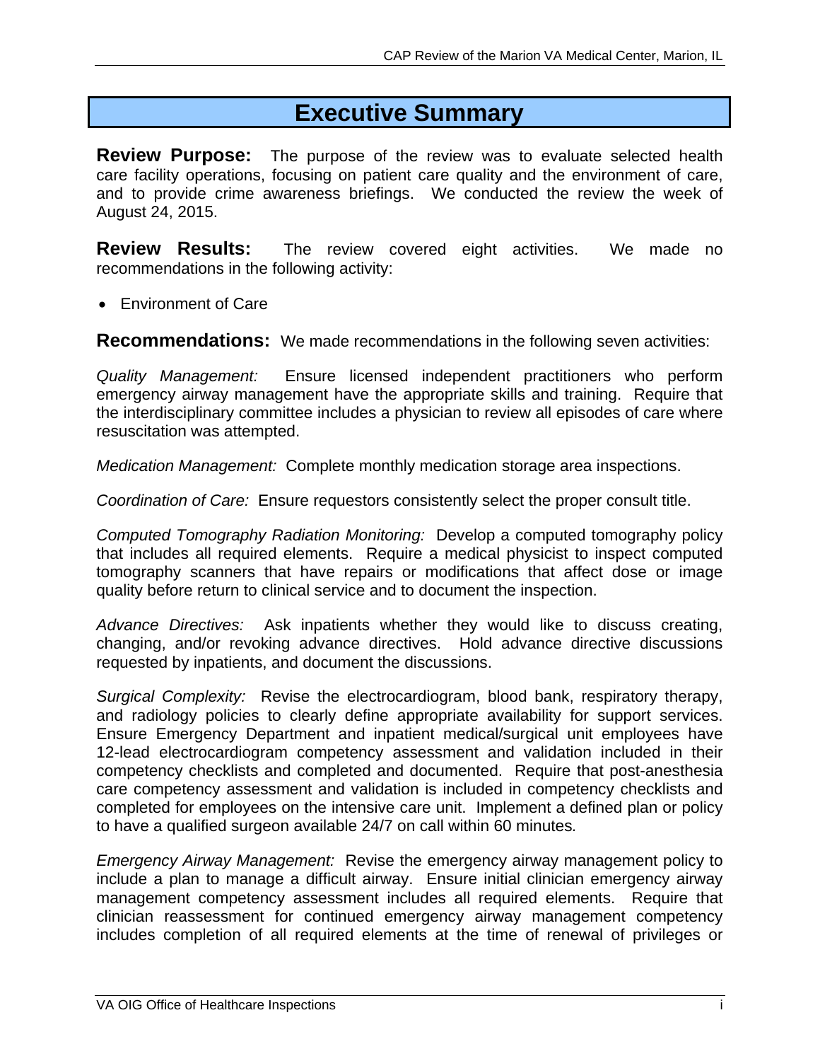# Executive Summary

**Review Purpose:** The purpose of the review was to evaluate selected health care facility operations, focusing on patient care quality and the environment of care, and to provide crime awareness briefings. We conducted the review the week of August 24, 2015.

**Review Results:** The review covered eight activities. We made no recommendations in the following activity:

- Environment of Care

**Recommendations:** We made recommendations in the following seven activities:

*Quality Management:* Ensure licensed independent practitioners who perform emergency airway management have the appropriate skills and training. Require that the interdisciplinary committee includes a physician to review all episodes of care where resuscitation was attempted.

*Medication Management:* Complete monthly medication storage area inspections.

*Coordination of Care:* Ensure requestors consistently select the proper consult title.

*Computed Tomography Radiation Monitoring:* Develop a computed tomography policy that includes all required elements. Require a medical physicist to inspect computed tomography scanners that have repairs or modifications that affect dose or image quality before return to clinical service and to document the inspection.

*Advance Directives:* Ask inpatients whether they would like to discuss creating, changing, and/or revoking advance directives. Hold advance directive discussions requested by inpatients, and document the discussions.

*Surgical Complexity:* Revise the electrocardiogram, blood bank, respiratory therapy, and radiology policies to clearly define appropriate availability for support services. Ensure Emergency Department and inpatient medical/surgical unit employees have 12-lead electrocardiogram competency assessment and validation included in their competency checklists and completed and documented. Require that post-anesthesia care competency assessment and validation is included in competency checklists and completed for employees on the intensive care unit. Implement a defined plan or policy to have a qualified surgeon available 24/7 on call within 60 minutes.

*Emergency Airway Management:* Revise the emergency airway management policy to include a plan to manage a difficult airway. Ensure initial clinician emergency airway management competency assessment includes all required elements. Require that clinician reassessment for continued emergency airway management competency includes completion of all required elements at the time of renewal of privileges or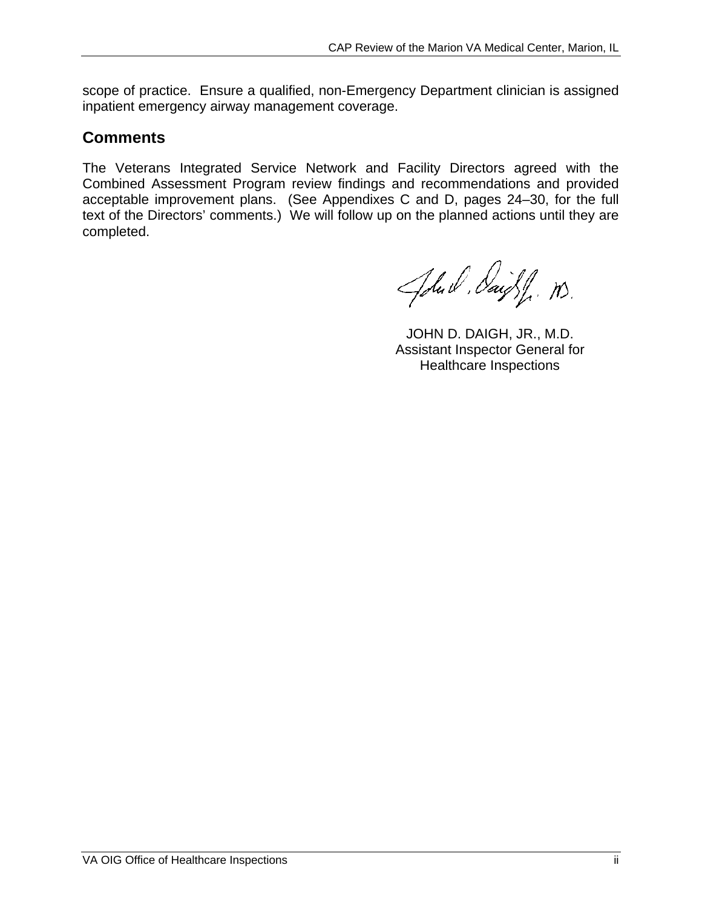scope of practice. Ensure a qualified, non-Emergency Department clinician is assigned inpatient emergency airway management coverage.

## Comments

The Veterans Integrated Service Network and Facility Directors agreed with the Combined Assessment Program review findings and recommendations and provided acceptable improvement plans. (See Appendixes C and D, pages 24–30, for the full text of the Directors' comments.) We will follow up on the planned actions until they are completed.

JOHN D. DAIGH, JR., M.D.
Assistant Inspector General for
Healthcare Inspections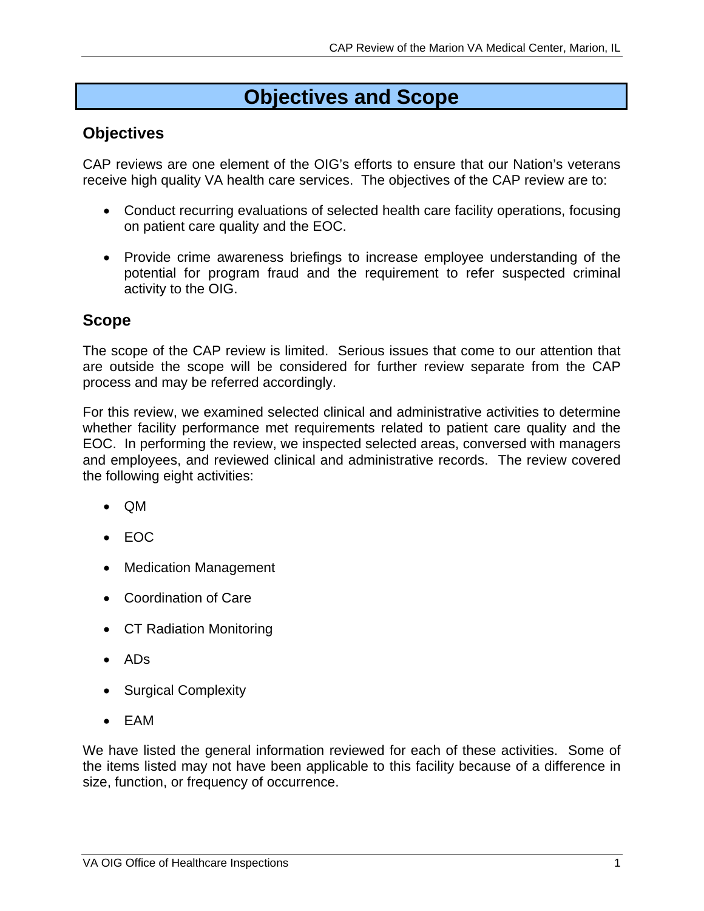# Objectives and Scope

## Objectives

CAP reviews are one element of the OIG's efforts to ensure that our Nation's veterans receive high quality VA health care services. The objectives of the CAP review are to:

- Conduct recurring evaluations of selected health care facility operations, focusing on patient care quality and the EOC.
- Provide crime awareness briefings to increase employee understanding of the potential for program fraud and the requirement to refer suspected criminal activity to the OIG.

## Scope

The scope of the CAP review is limited. Serious issues that come to our attention that are outside the scope will be considered for further review separate from the CAP process and may be referred accordingly.

For this review, we examined selected clinical and administrative activities to determine whether facility performance met requirements related to patient care quality and the EOC. In performing the review, we inspected selected areas, conversed with managers and employees, and reviewed clinical and administrative records. The review covered the following eight activities:

- QM
- EOC
- Medication Management
- Coordination of Care
- CT Radiation Monitoring
- ADs
- Surgical Complexity
- EAM

We have listed the general information reviewed for each of these activities. Some of the items listed may not have been applicable to this facility because of a difference in size, function, or frequency of occurrence.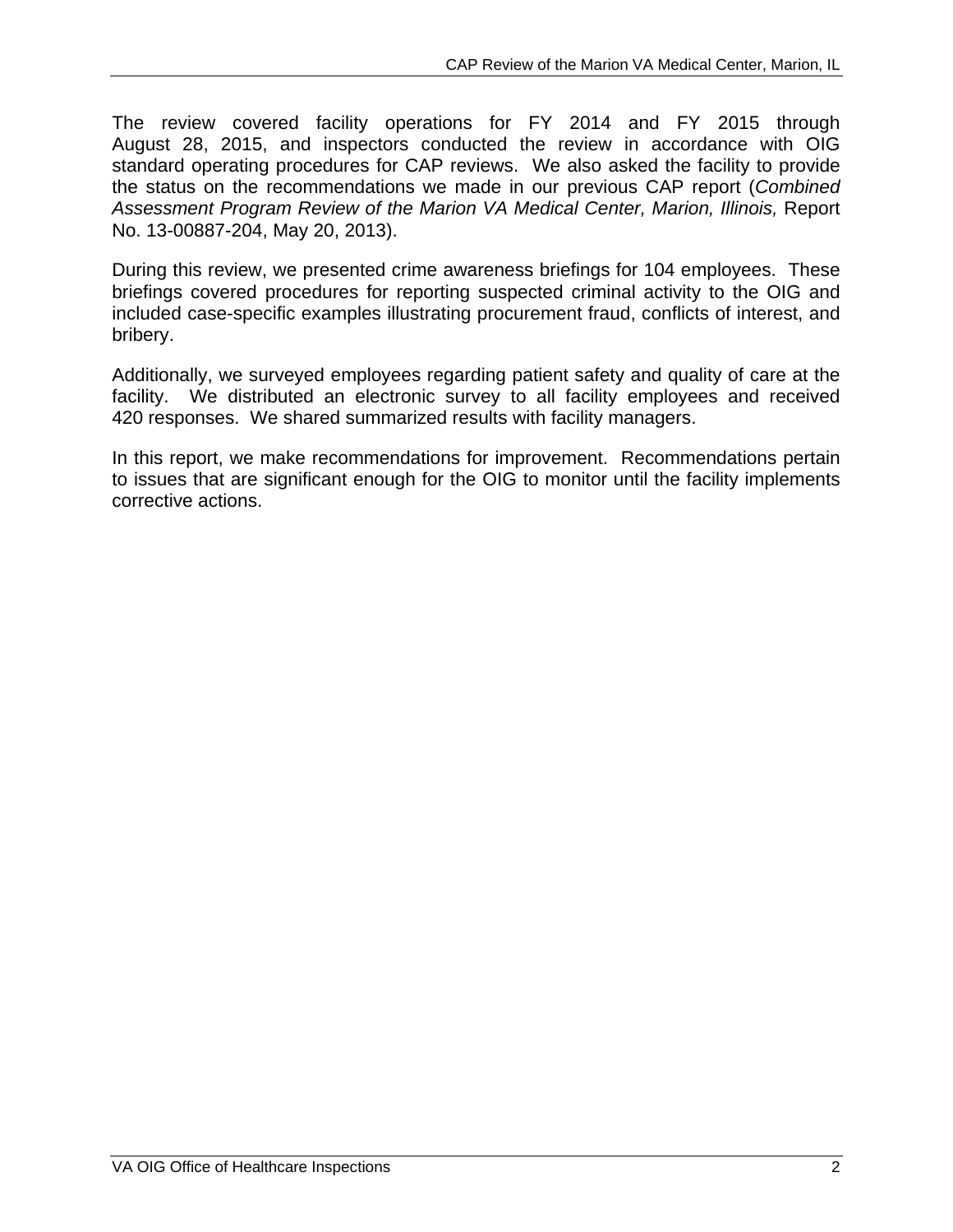The review covered facility operations for FY 2014 and FY 2015 through August 28, 2015, and inspectors conducted the review in accordance with OIG standard operating procedures for CAP reviews. We also asked the facility to provide the status on the recommendations we made in our previous CAP report (*Combined Assessment Program Review of the Marion VA Medical Center, Marion, Illinois,* Report No. 13-00887-204, May 20, 2013).

During this review, we presented crime awareness briefings for 104 employees. These briefings covered procedures for reporting suspected criminal activity to the OIG and included case-specific examples illustrating procurement fraud, conflicts of interest, and bribery.

Additionally, we surveyed employees regarding patient safety and quality of care at the facility. We distributed an electronic survey to all facility employees and received 420 responses. We shared summarized results with facility managers.

In this report, we make recommendations for improvement. Recommendations pertain to issues that are significant enough for the OIG to monitor until the facility implements corrective actions.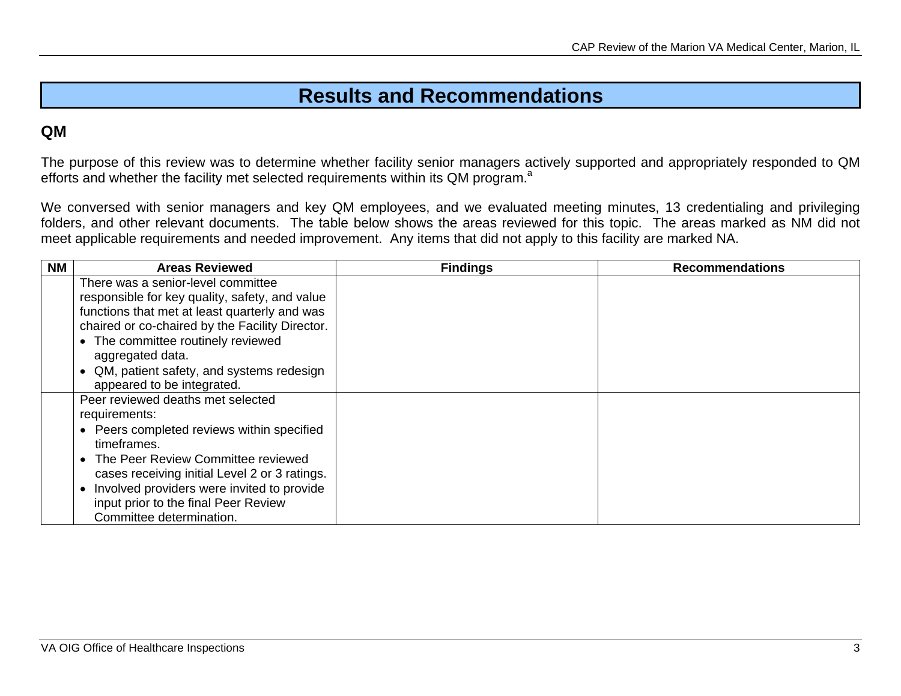# Results and Recommendations

## QM

The purpose of this review was to determine whether facility senior managers actively supported and appropriately responded to QM efforts and whether the facility met selected requirements within its QM program.[a]

We conversed with senior managers and key QM employees, and we evaluated meeting minutes, 13 credentialing and privileging folders, and other relevant documents. The table below shows the areas reviewed for this topic. The areas marked as NM did not meet applicable requirements and needed improvement. Any items that did not apply to this facility are marked NA.

| NM | Areas Reviewed | Findings | Recommendations |
|---|---|---|---|
| | There was a senior-level committee responsible for key quality, safety, and value functions that met at least quarterly and was chaired or co-chaired by the Facility Director.<br>• The committee routinely reviewed aggregated data.<br>• QM, patient safety, and systems redesign appeared to be integrated. | | |
| | Peer reviewed deaths met selected requirements:<br>• Peers completed reviews within specified timeframes.<br>• The Peer Review Committee reviewed cases receiving initial Level 2 or 3 ratings.<br>• Involved providers were invited to provide input prior to the final Peer Review Committee determination. | | |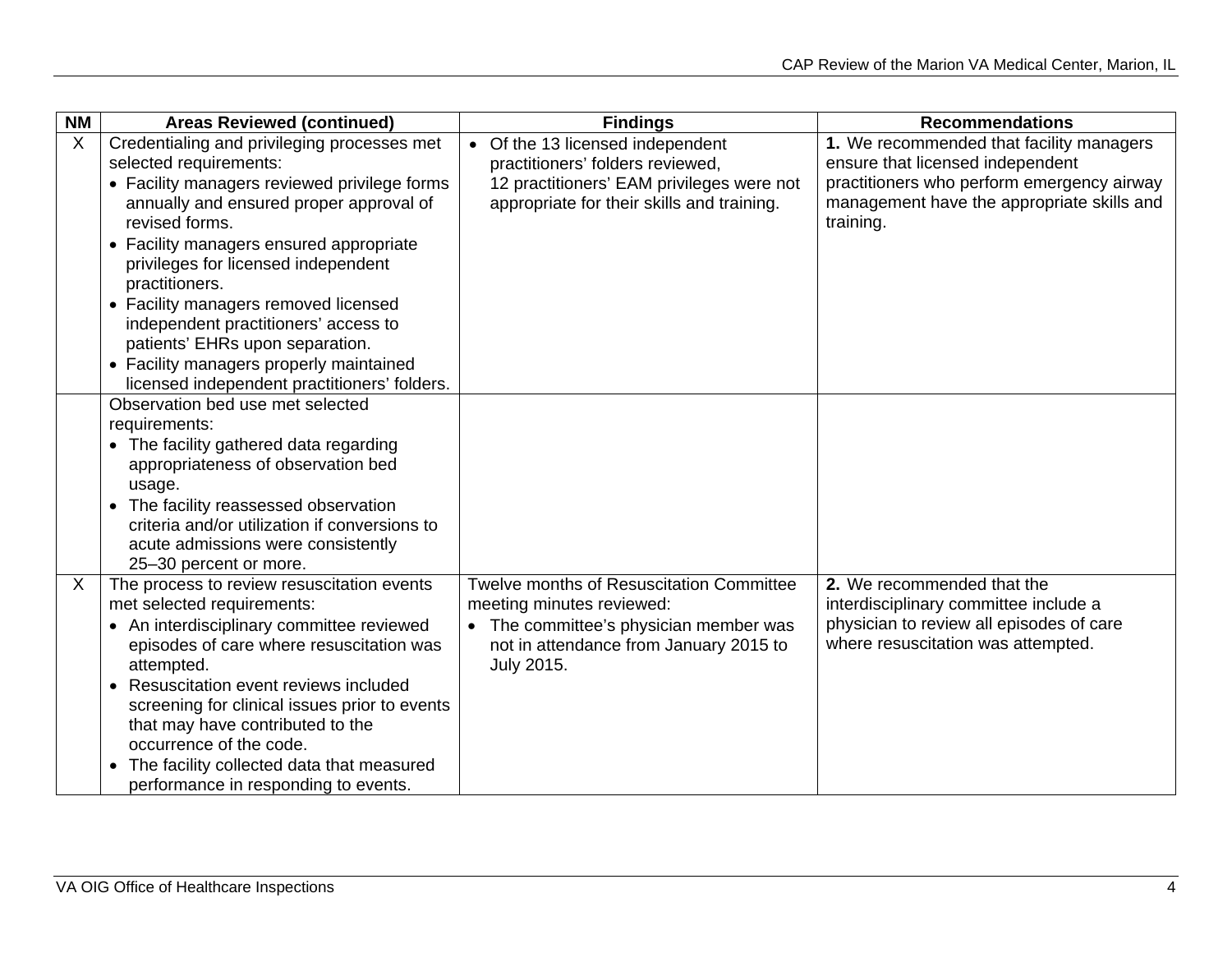| NM | Areas Reviewed (continued) | Findings | Recommendations |
|---|---|---|---|
| X | Credentialing and privileging processes met selected requirements:<br>• Facility managers reviewed privilege forms annually and ensured proper approval of revised forms.<br>• Facility managers ensured appropriate privileges for licensed independent practitioners.<br>• Facility managers removed licensed independent practitioners' access to patients' EHRs upon separation.<br>• Facility managers properly maintained licensed independent practitioners' folders. | • Of the 13 licensed independent practitioners' folders reviewed, 12 practitioners' EAM privileges were not appropriate for their skills and training. | **1.** We recommended that facility managers ensure that licensed independent practitioners who perform emergency airway management have the appropriate skills and training. |
| | Observation bed use met selected requirements:<br>• The facility gathered data regarding appropriateness of observation bed usage.<br>• The facility reassessed observation criteria and/or utilization if conversions to acute admissions were consistently 25–30 percent or more. | | |
| X | The process to review resuscitation events met selected requirements:<br>• An interdisciplinary committee reviewed episodes of care where resuscitation was attempted.<br>• Resuscitation event reviews included screening for clinical issues prior to events that may have contributed to the occurrence of the code.<br>• The facility collected data that measured performance in responding to events. | Twelve months of Resuscitation Committee meeting minutes reviewed:<br>• The committee's physician member was not in attendance from January 2015 to July 2015. | **2.** We recommended that the interdisciplinary committee include a physician to review all episodes of care where resuscitation was attempted. |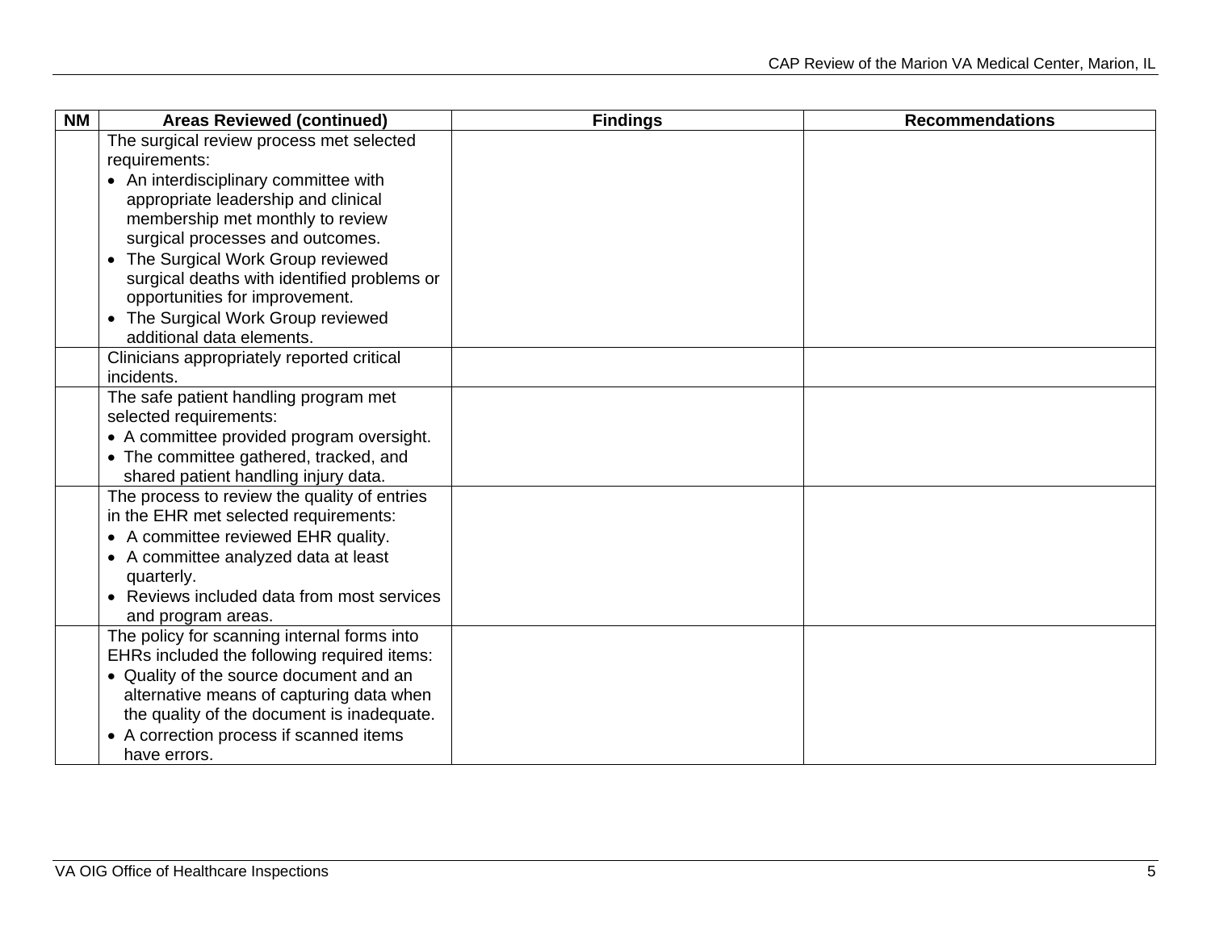| NM | Areas Reviewed (continued) | Findings | Recommendations |
|---|---|---|---|
| | The surgical review process met selected requirements:<br>• An interdisciplinary committee with appropriate leadership and clinical membership met monthly to review surgical processes and outcomes.<br>• The Surgical Work Group reviewed surgical deaths with identified problems or opportunities for improvement.<br>• The Surgical Work Group reviewed additional data elements. | | |
| | Clinicians appropriately reported critical incidents. | | |
| | The safe patient handling program met selected requirements:<br>• A committee provided program oversight.<br>• The committee gathered, tracked, and shared patient handling injury data. | | |
| | The process to review the quality of entries in the EHR met selected requirements:<br>• A committee reviewed EHR quality.<br>• A committee analyzed data at least quarterly.<br>• Reviews included data from most services and program areas. | | |
| | The policy for scanning internal forms into EHRs included the following required items:<br>• Quality of the source document and an alternative means of capturing data when the quality of the document is inadequate.<br>• A correction process if scanned items have errors. | | |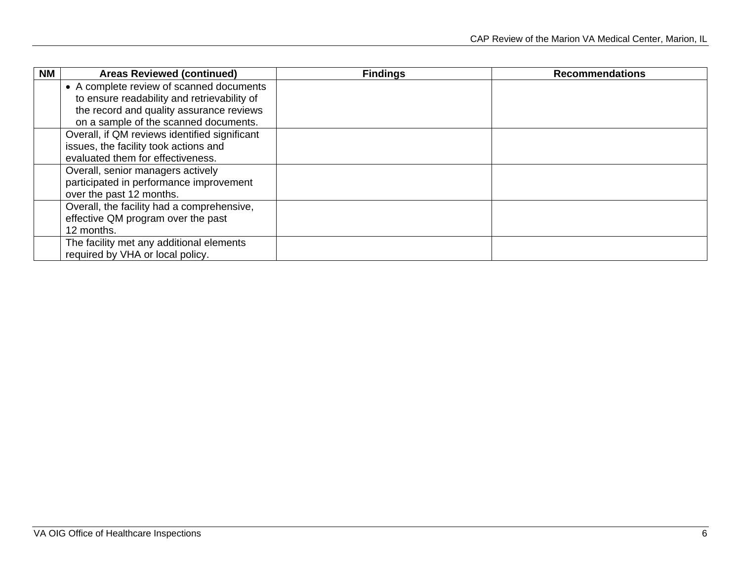| NM | Areas Reviewed (continued) | Findings | Recommendations |
|---|---|---|---|
| | • A complete review of scanned documents to ensure readability and retrievability of the record and quality assurance reviews on a sample of the scanned documents. | | |
| | Overall, if QM reviews identified significant issues, the facility took actions and evaluated them for effectiveness. | | |
| | Overall, senior managers actively participated in performance improvement over the past 12 months. | | |
| | Overall, the facility had a comprehensive, effective QM program over the past 12 months. | | |
| | The facility met any additional elements required by VHA or local policy. | | |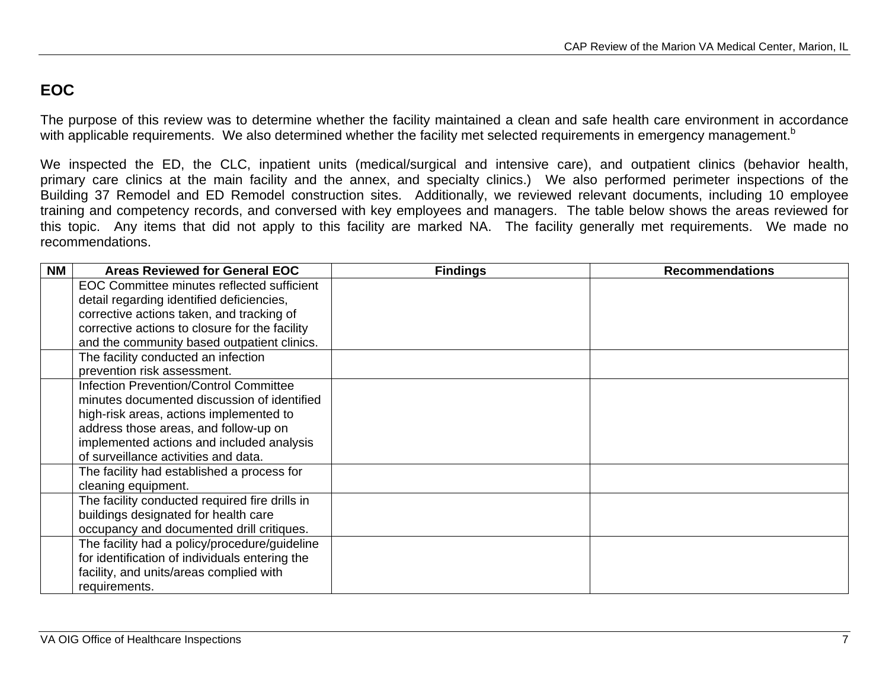## EOC

The purpose of this review was to determine whether the facility maintained a clean and safe health care environment in accordance with applicable requirements. We also determined whether the facility met selected requirements in emergency management.[b]

We inspected the ED, the CLC, inpatient units (medical/surgical and intensive care), and outpatient clinics (behavior health, primary care clinics at the main facility and the annex, and specialty clinics.) We also performed perimeter inspections of the Building 37 Remodel and ED Remodel construction sites. Additionally, we reviewed relevant documents, including 10 employee training and competency records, and conversed with key employees and managers. The table below shows the areas reviewed for this topic. Any items that did not apply to this facility are marked NA. The facility generally met requirements. We made no recommendations.

| NM | Areas Reviewed for General EOC | Findings | Recommendations |
|---|---|---|---|
| | EOC Committee minutes reflected sufficient detail regarding identified deficiencies, corrective actions taken, and tracking of corrective actions to closure for the facility and the community based outpatient clinics. | | |
| | The facility conducted an infection prevention risk assessment. | | |
| | Infection Prevention/Control Committee minutes documented discussion of identified high-risk areas, actions implemented to address those areas, and follow-up on implemented actions and included analysis of surveillance activities and data. | | |
| | The facility had established a process for cleaning equipment. | | |
| | The facility conducted required fire drills in buildings designated for health care occupancy and documented drill critiques. | | |
| | The facility had a policy/procedure/guideline for identification of individuals entering the facility, and units/areas complied with requirements. | | |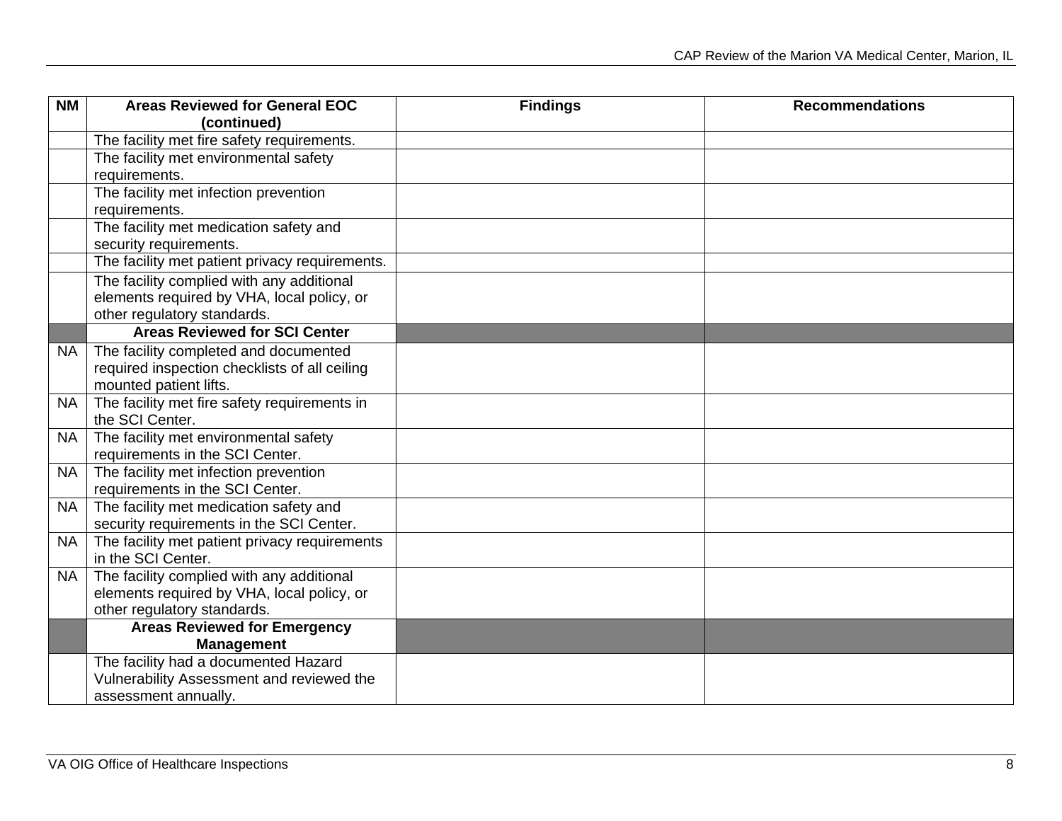| NM | Areas Reviewed for General EOC (continued) | Findings | Recommendations |
|---|---|---|---|
| | The facility met fire safety requirements. | | |
| | The facility met environmental safety requirements. | | |
| | The facility met infection prevention requirements. | | |
| | The facility met medication safety and security requirements. | | |
| | The facility met patient privacy requirements. | | |
| | The facility complied with any additional elements required by VHA, local policy, or other regulatory standards. | | |
| | **Areas Reviewed for SCI Center** | | |
| NA | The facility completed and documented required inspection checklists of all ceiling mounted patient lifts. | | |
| NA | The facility met fire safety requirements in the SCI Center. | | |
| NA | The facility met environmental safety requirements in the SCI Center. | | |
| NA | The facility met infection prevention requirements in the SCI Center. | | |
| NA | The facility met medication safety and security requirements in the SCI Center. | | |
| NA | The facility met patient privacy requirements in the SCI Center. | | |
| NA | The facility complied with any additional elements required by VHA, local policy, or other regulatory standards. | | |
| | **Areas Reviewed for Emergency Management** | | |
| | The facility had a documented Hazard Vulnerability Assessment and reviewed the assessment annually. | | |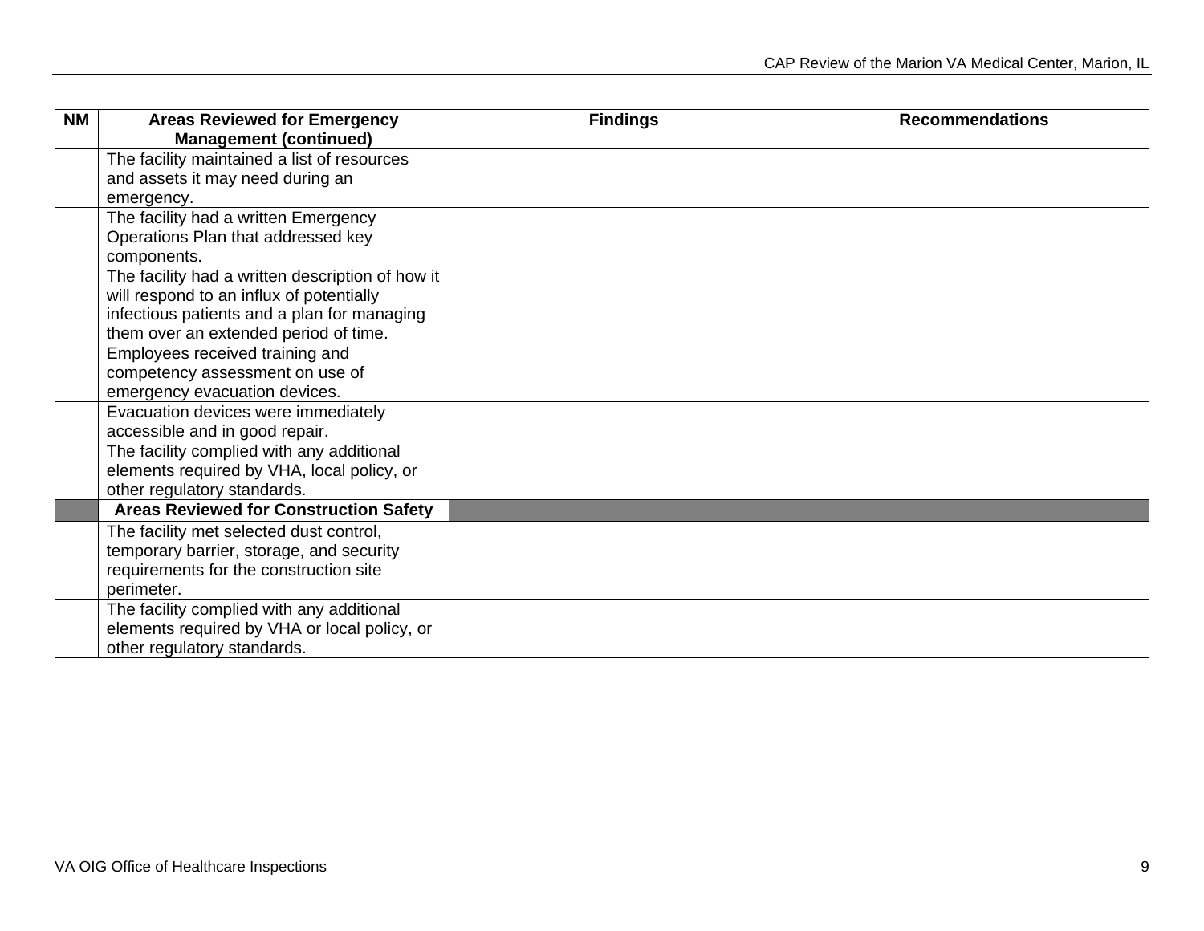| NM | Areas Reviewed for Emergency Management (continued) | Findings | Recommendations |
|---|---|---|---|
| | The facility maintained a list of resources and assets it may need during an emergency. | | |
| | The facility had a written Emergency Operations Plan that addressed key components. | | |
| | The facility had a written description of how it will respond to an influx of potentially infectious patients and a plan for managing them over an extended period of time. | | |
| | Employees received training and competency assessment on use of emergency evacuation devices. | | |
| | Evacuation devices were immediately accessible and in good repair. | | |
| | The facility complied with any additional elements required by VHA, local policy, or other regulatory standards. | | |
| | **Areas Reviewed for Construction Safety** | | |
| | The facility met selected dust control, temporary barrier, storage, and security requirements for the construction site perimeter. | | |
| | The facility complied with any additional elements required by VHA or local policy, or other regulatory standards. | | |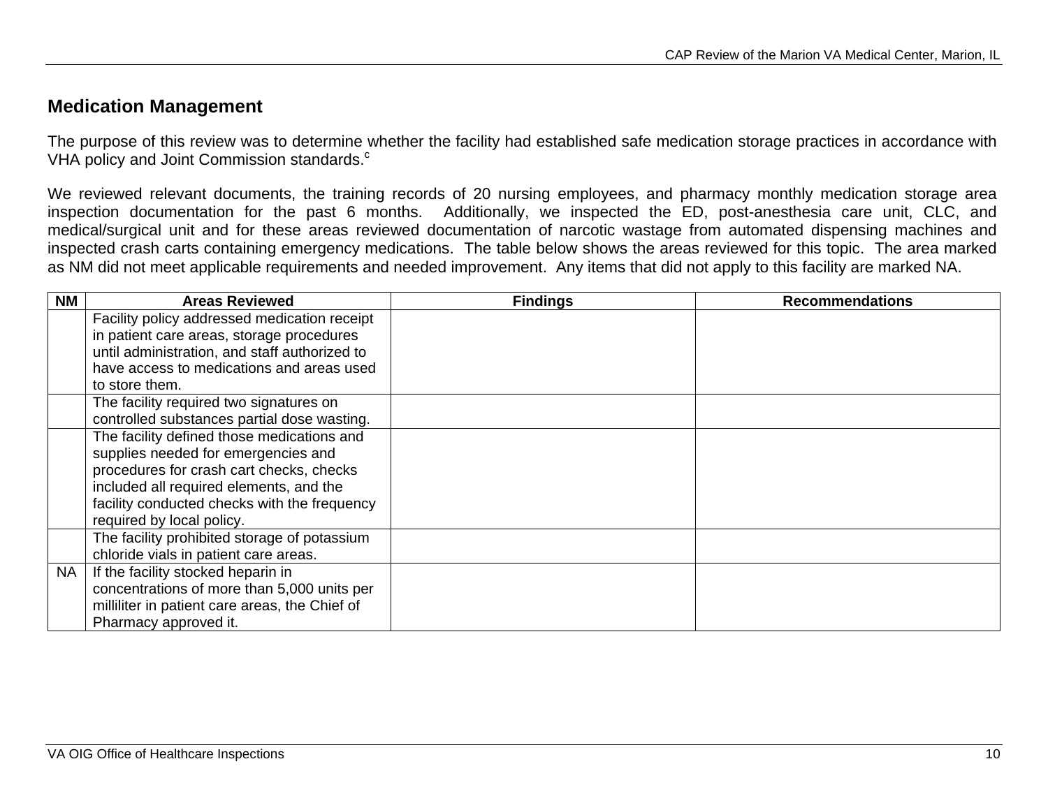## Medication Management

The purpose of this review was to determine whether the facility had established safe medication storage practices in accordance with VHA policy and Joint Commission standards.[c]

We reviewed relevant documents, the training records of 20 nursing employees, and pharmacy monthly medication storage area inspection documentation for the past 6 months. Additionally, we inspected the ED, post-anesthesia care unit, CLC, and medical/surgical unit and for these areas reviewed documentation of narcotic wastage from automated dispensing machines and inspected crash carts containing emergency medications. The table below shows the areas reviewed for this topic. The area marked as NM did not meet applicable requirements and needed improvement. Any items that did not apply to this facility are marked NA.

| NM | Areas Reviewed | Findings | Recommendations |
|---|---|---|---|
| | Facility policy addressed medication receipt in patient care areas, storage procedures until administration, and staff authorized to have access to medications and areas used to store them. | | |
| | The facility required two signatures on controlled substances partial dose wasting. | | |
| | The facility defined those medications and supplies needed for emergencies and procedures for crash cart checks, checks included all required elements, and the facility conducted checks with the frequency required by local policy. | | |
| | The facility prohibited storage of potassium chloride vials in patient care areas. | | |
| NA | If the facility stocked heparin in concentrations of more than 5,000 units per milliliter in patient care areas, the Chief of Pharmacy approved it. | | |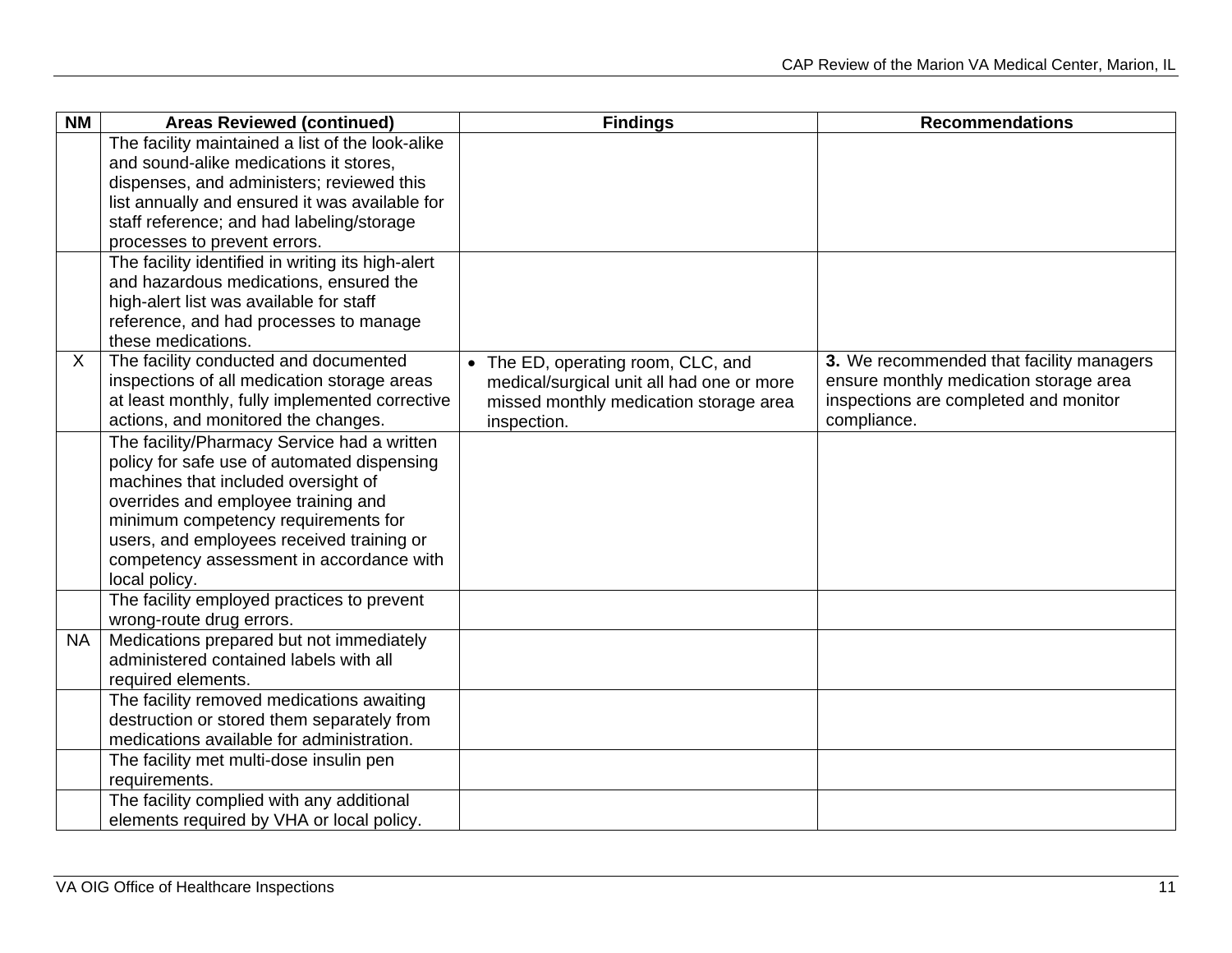| NM | Areas Reviewed (continued) | Findings | Recommendations |
|---|---|---|---|
| | The facility maintained a list of the look-alike and sound-alike medications it stores, dispenses, and administers; reviewed this list annually and ensured it was available for staff reference; and had labeling/storage processes to prevent errors. | | |
| | The facility identified in writing its high-alert and hazardous medications, ensured the high-alert list was available for staff reference, and had processes to manage these medications. | | |
| X | The facility conducted and documented inspections of all medication storage areas at least monthly, fully implemented corrective actions, and monitored the changes. | • The ED, operating room, CLC, and medical/surgical unit all had one or more missed monthly medication storage area inspection. | **3.** We recommended that facility managers ensure monthly medication storage area inspections are completed and monitor compliance. |
| | The facility/Pharmacy Service had a written policy for safe use of automated dispensing machines that included oversight of overrides and employee training and minimum competency requirements for users, and employees received training or competency assessment in accordance with local policy. | | |
| | The facility employed practices to prevent wrong-route drug errors. | | |
| NA | Medications prepared but not immediately administered contained labels with all required elements. | | |
| | The facility removed medications awaiting destruction or stored them separately from medications available for administration. | | |
| | The facility met multi-dose insulin pen requirements. | | |
| | The facility complied with any additional elements required by VHA or local policy. | | |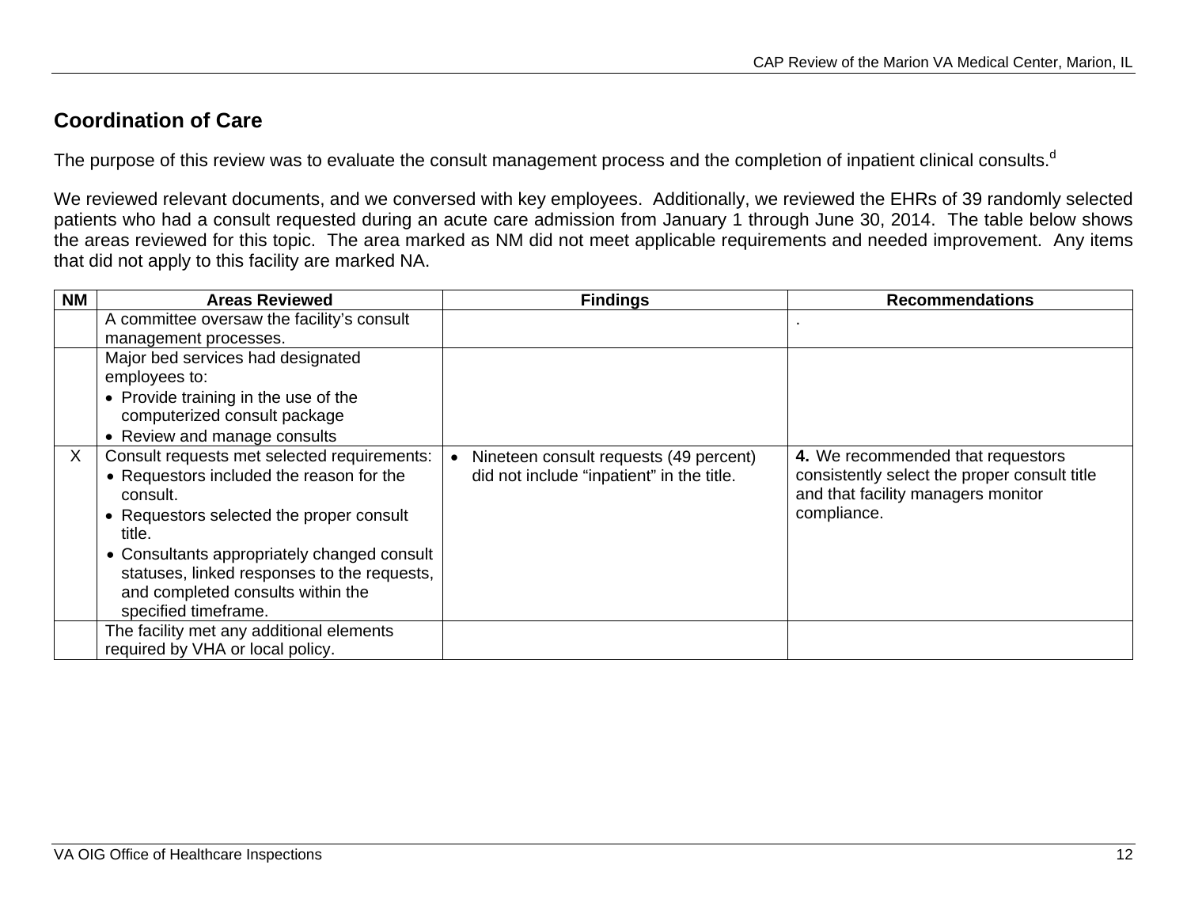## Coordination of Care

The purpose of this review was to evaluate the consult management process and the completion of inpatient clinical consults.[d]

We reviewed relevant documents, and we conversed with key employees. Additionally, we reviewed the EHRs of 39 randomly selected patients who had a consult requested during an acute care admission from January 1 through June 30, 2014. The table below shows the areas reviewed for this topic. The area marked as NM did not meet applicable requirements and needed improvement. Any items that did not apply to this facility are marked NA.

| NM | Areas Reviewed | Findings | Recommendations |
|---|---|---|---|
| | A committee oversaw the facility's consult management processes. | | . |
| | Major bed services had designated employees to:<br>• Provide training in the use of the computerized consult package<br>• Review and manage consults | | |
| X | Consult requests met selected requirements:<br>• Requestors included the reason for the consult.<br>• Requestors selected the proper consult title.<br>• Consultants appropriately changed consult statuses, linked responses to the requests, and completed consults within the specified timeframe. | • Nineteen consult requests (49 percent) did not include "inpatient" in the title. | **4.** We recommended that requestors consistently select the proper consult title and that facility managers monitor compliance. |
| | The facility met any additional elements required by VHA or local policy. | | |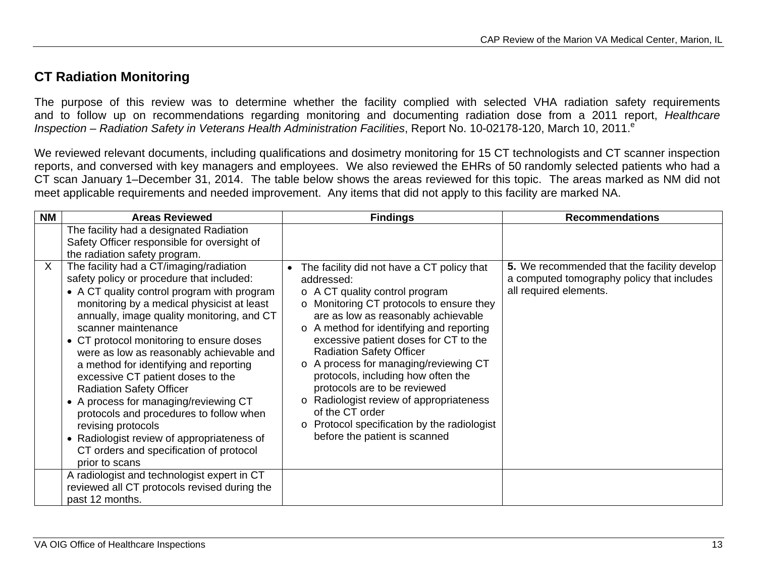## CT Radiation Monitoring

The purpose of this review was to determine whether the facility complied with selected VHA radiation safety requirements and to follow up on recommendations regarding monitoring and documenting radiation dose from a 2011 report, *Healthcare Inspection – Radiation Safety in Veterans Health Administration Facilities*, Report No. 10-02178-120, March 10, 2011.[e]

We reviewed relevant documents, including qualifications and dosimetry monitoring for 15 CT technologists and CT scanner inspection reports, and conversed with key managers and employees. We also reviewed the EHRs of 50 randomly selected patients who had a CT scan January 1–December 31, 2014. The table below shows the areas reviewed for this topic. The areas marked as NM did not meet applicable requirements and needed improvement. Any items that did not apply to this facility are marked NA.

| NM | Areas Reviewed | Findings | Recommendations |
|---|---|---|---|
| | The facility had a designated Radiation Safety Officer responsible for oversight of the radiation safety program. | | |
| X | The facility had a CT/imaging/radiation safety policy or procedure that included:<br>• A CT quality control program with program monitoring by a medical physicist at least annually, image quality monitoring, and CT scanner maintenance<br>• CT protocol monitoring to ensure doses were as low as reasonably achievable and a method for identifying and reporting excessive CT patient doses to the Radiation Safety Officer<br>• A process for managing/reviewing CT protocols and procedures to follow when revising protocols<br>• Radiologist review of appropriateness of CT orders and specification of protocol prior to scans | • The facility did not have a CT policy that addressed:<br>o A CT quality control program<br>o Monitoring CT protocols to ensure they are as low as reasonably achievable<br>o A method for identifying and reporting excessive patient doses for CT to the Radiation Safety Officer<br>o A process for managing/reviewing CT protocols, including how often the protocols are to be reviewed<br>o Radiologist review of appropriateness of the CT order<br>o Protocol specification by the radiologist before the patient is scanned | **5.** We recommended that the facility develop a computed tomography policy that includes all required elements. |
| | A radiologist and technologist expert in CT reviewed all CT protocols revised during the past 12 months. | | |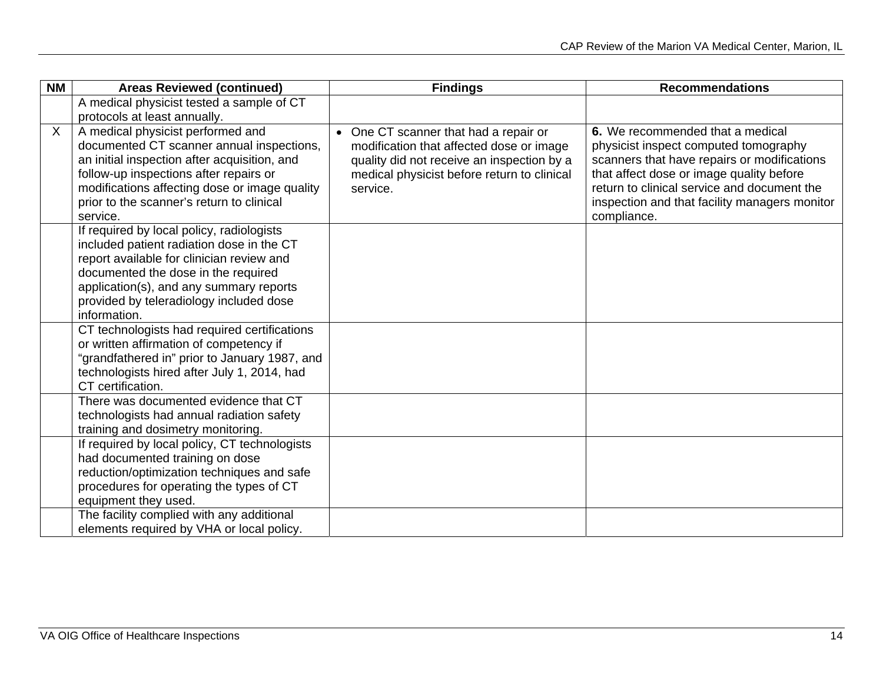| NM | Areas Reviewed (continued) | Findings | Recommendations |
|---|---|---|---|
| | A medical physicist tested a sample of CT protocols at least annually. | | |
| X | A medical physicist performed and documented CT scanner annual inspections, an initial inspection after acquisition, and follow-up inspections after repairs or modifications affecting dose or image quality prior to the scanner's return to clinical service. | • One CT scanner that had a repair or modification that affected dose or image quality did not receive an inspection by a medical physicist before return to clinical service. | **6.** We recommended that a medical physicist inspect computed tomography scanners that have repairs or modifications that affect dose or image quality before return to clinical service and document the inspection and that facility managers monitor compliance. |
| | If required by local policy, radiologists included patient radiation dose in the CT report available for clinician review and documented the dose in the required application(s), and any summary reports provided by teleradiology included dose information. | | |
| | CT technologists had required certifications or written affirmation of competency if "grandfathered in" prior to January 1987, and technologists hired after July 1, 2014, had CT certification. | | |
| | There was documented evidence that CT technologists had annual radiation safety training and dosimetry monitoring. | | |
| | If required by local policy, CT technologists had documented training on dose reduction/optimization techniques and safe procedures for operating the types of CT equipment they used. | | |
| | The facility complied with any additional elements required by VHA or local policy. | | |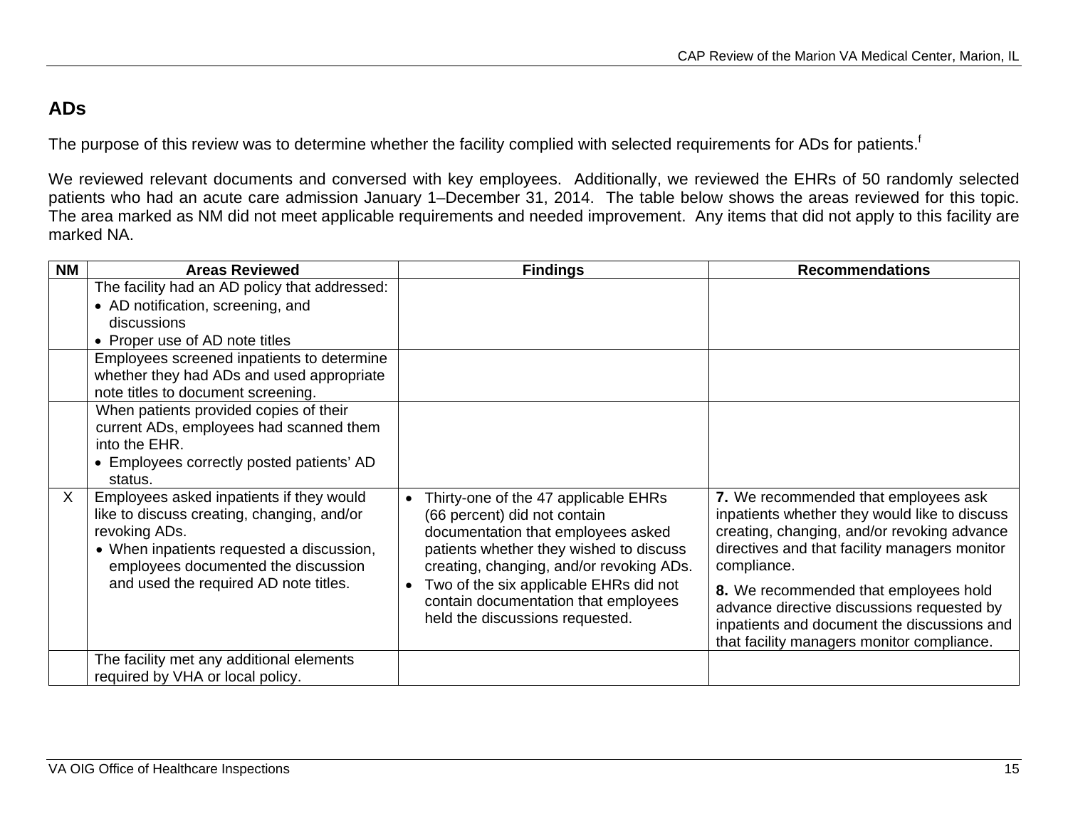## ADs

The purpose of this review was to determine whether the facility complied with selected requirements for ADs for patients.[f]

We reviewed relevant documents and conversed with key employees. Additionally, we reviewed the EHRs of 50 randomly selected patients who had an acute care admission January 1–December 31, 2014. The table below shows the areas reviewed for this topic. The area marked as NM did not meet applicable requirements and needed improvement. Any items that did not apply to this facility are marked NA.

| NM | Areas Reviewed | Findings | Recommendations |
|---|---|---|---|
| | The facility had an AD policy that addressed:<br>• AD notification, screening, and discussions<br>• Proper use of AD note titles | | |
| | Employees screened inpatients to determine whether they had ADs and used appropriate note titles to document screening. | | |
| | When patients provided copies of their current ADs, employees had scanned them into the EHR.<br>• Employees correctly posted patients' AD status. | | |
| X | Employees asked inpatients if they would like to discuss creating, changing, and/or revoking ADs.<br>• When inpatients requested a discussion, employees documented the discussion and used the required AD note titles. | • Thirty-one of the 47 applicable EHRs (66 percent) did not contain documentation that employees asked patients whether they wished to discuss creating, changing, and/or revoking ADs.<br>• Two of the six applicable EHRs did not contain documentation that employees held the discussions requested. | **7.** We recommended that employees ask inpatients whether they would like to discuss creating, changing, and/or revoking advance directives and that facility managers monitor compliance.<br><br>**8.** We recommended that employees hold advance directive discussions requested by inpatients and document the discussions and that facility managers monitor compliance. |
| | The facility met any additional elements required by VHA or local policy. | | |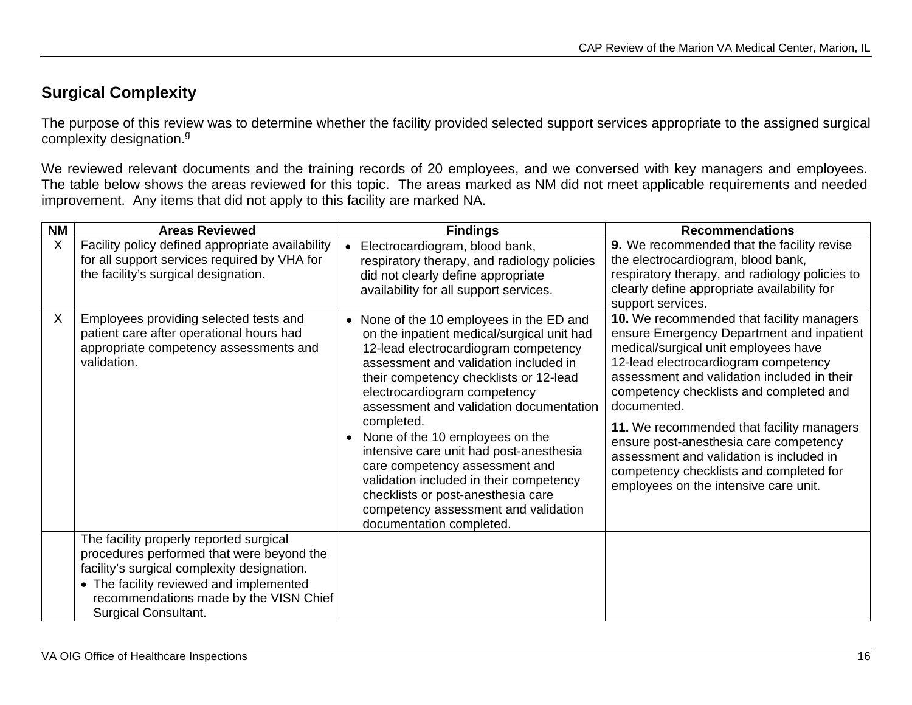## Surgical Complexity

The purpose of this review was to determine whether the facility provided selected support services appropriate to the assigned surgical complexity designation.[g]

We reviewed relevant documents and the training records of 20 employees, and we conversed with key managers and employees. The table below shows the areas reviewed for this topic. The areas marked as NM did not meet applicable requirements and needed improvement. Any items that did not apply to this facility are marked NA.

| NM | Areas Reviewed | Findings | Recommendations |
|---|---|---|---|
| X | Facility policy defined appropriate availability for all support services required by VHA for the facility's surgical designation. | • Electrocardiogram, blood bank, respiratory therapy, and radiology policies did not clearly define appropriate availability for all support services. | **9.** We recommended that the facility revise the electrocardiogram, blood bank, respiratory therapy, and radiology policies to clearly define appropriate availability for support services. |
| X | Employees providing selected tests and patient care after operational hours had appropriate competency assessments and validation. | • None of the 10 employees in the ED and on the inpatient medical/surgical unit had 12-lead electrocardiogram competency assessment and validation included in their competency checklists or 12-lead electrocardiogram competency assessment and validation documentation completed.<br>• None of the 10 employees on the intensive care unit had post-anesthesia care competency assessment and validation included in their competency checklists or post-anesthesia care competency assessment and validation documentation completed. | **10.** We recommended that facility managers ensure Emergency Department and inpatient medical/surgical unit employees have 12-lead electrocardiogram competency assessment and validation included in their competency checklists and completed and documented.<br><br>**11.** We recommended that facility managers ensure post-anesthesia care competency assessment and validation is included in competency checklists and completed for employees on the intensive care unit. |
| | The facility properly reported surgical procedures performed that were beyond the facility's surgical complexity designation.<br>• The facility reviewed and implemented recommendations made by the VISN Chief Surgical Consultant. | | |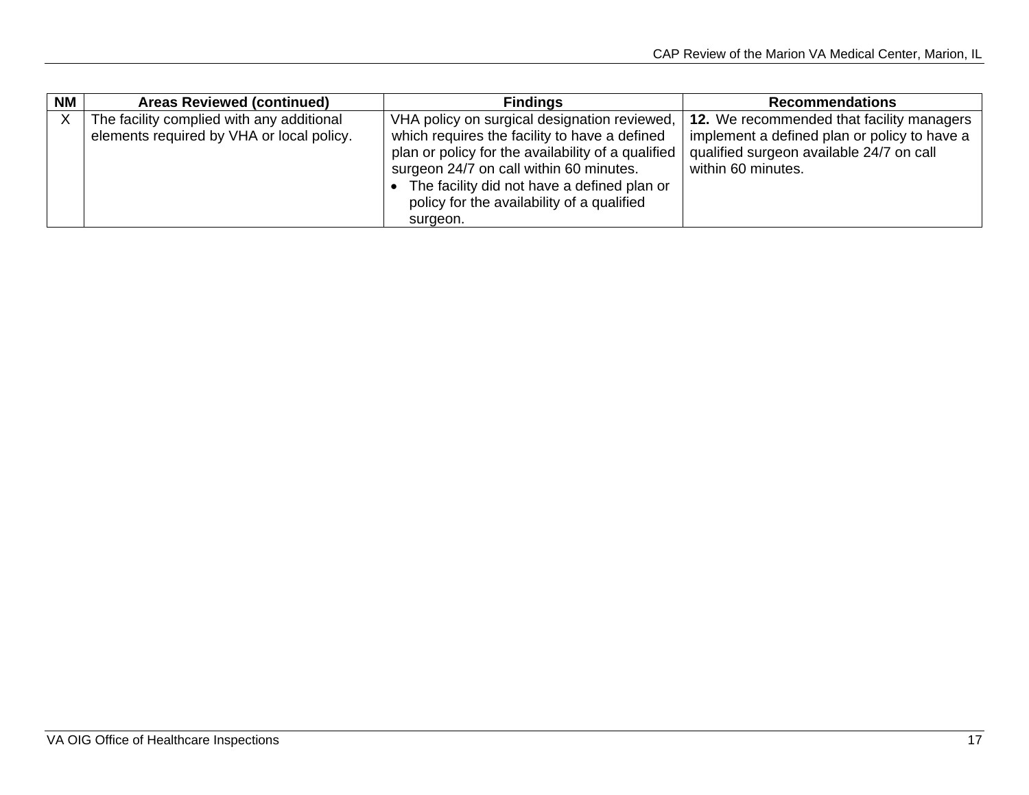| NM | Areas Reviewed (continued) | Findings | Recommendations |
|---|---|---|---|
| X | The facility complied with any additional elements required by VHA or local policy. | VHA policy on surgical designation reviewed, which requires the facility to have a defined plan or policy for the availability of a qualified surgeon 24/7 on call within 60 minutes.<br>• The facility did not have a defined plan or policy for the availability of a qualified surgeon. | **12.** We recommended that facility managers implement a defined plan or policy to have a qualified surgeon available 24/7 on call within 60 minutes. |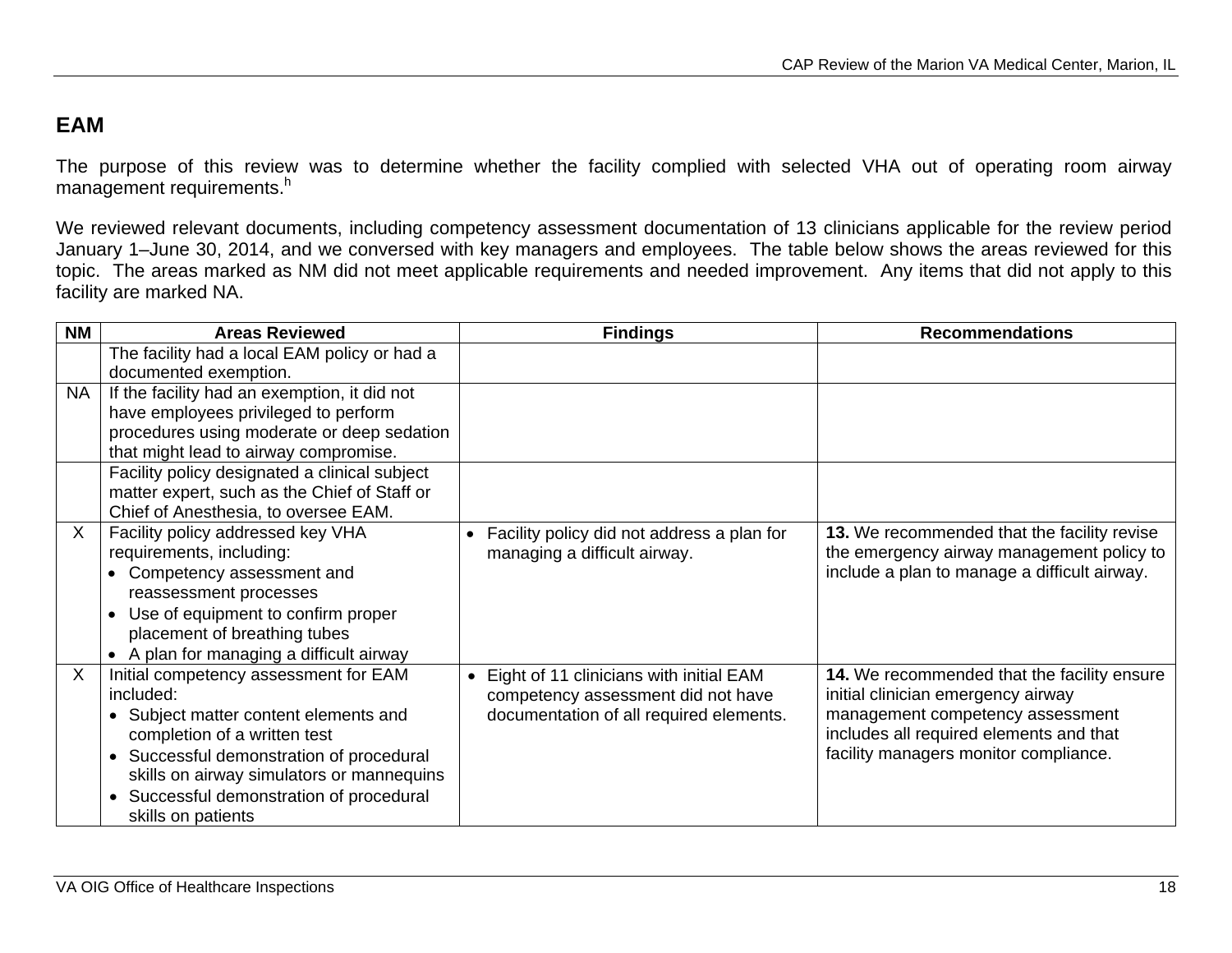## EAM

The purpose of this review was to determine whether the facility complied with selected VHA out of operating room airway management requirements.[h]

We reviewed relevant documents, including competency assessment documentation of 13 clinicians applicable for the review period January 1–June 30, 2014, and we conversed with key managers and employees. The table below shows the areas reviewed for this topic. The areas marked as NM did not meet applicable requirements and needed improvement. Any items that did not apply to this facility are marked NA.

| NM | Areas Reviewed | Findings | Recommendations |
|---|---|---|---|
| | The facility had a local EAM policy or had a documented exemption. | | |
| NA | If the facility had an exemption, it did not have employees privileged to perform procedures using moderate or deep sedation that might lead to airway compromise. | | |
| | Facility policy designated a clinical subject matter expert, such as the Chief of Staff or Chief of Anesthesia, to oversee EAM. | | |
| X | Facility policy addressed key VHA requirements, including:<br>• Competency assessment and reassessment processes<br>• Use of equipment to confirm proper placement of breathing tubes<br>• A plan for managing a difficult airway | • Facility policy did not address a plan for managing a difficult airway. | **13.** We recommended that the facility revise the emergency airway management policy to include a plan to manage a difficult airway. |
| X | Initial competency assessment for EAM included:<br>• Subject matter content elements and completion of a written test<br>• Successful demonstration of procedural skills on airway simulators or mannequins<br>• Successful demonstration of procedural skills on patients | • Eight of 11 clinicians with initial EAM competency assessment did not have documentation of all required elements. | **14.** We recommended that the facility ensure initial clinician emergency airway management competency assessment includes all required elements and that facility managers monitor compliance. |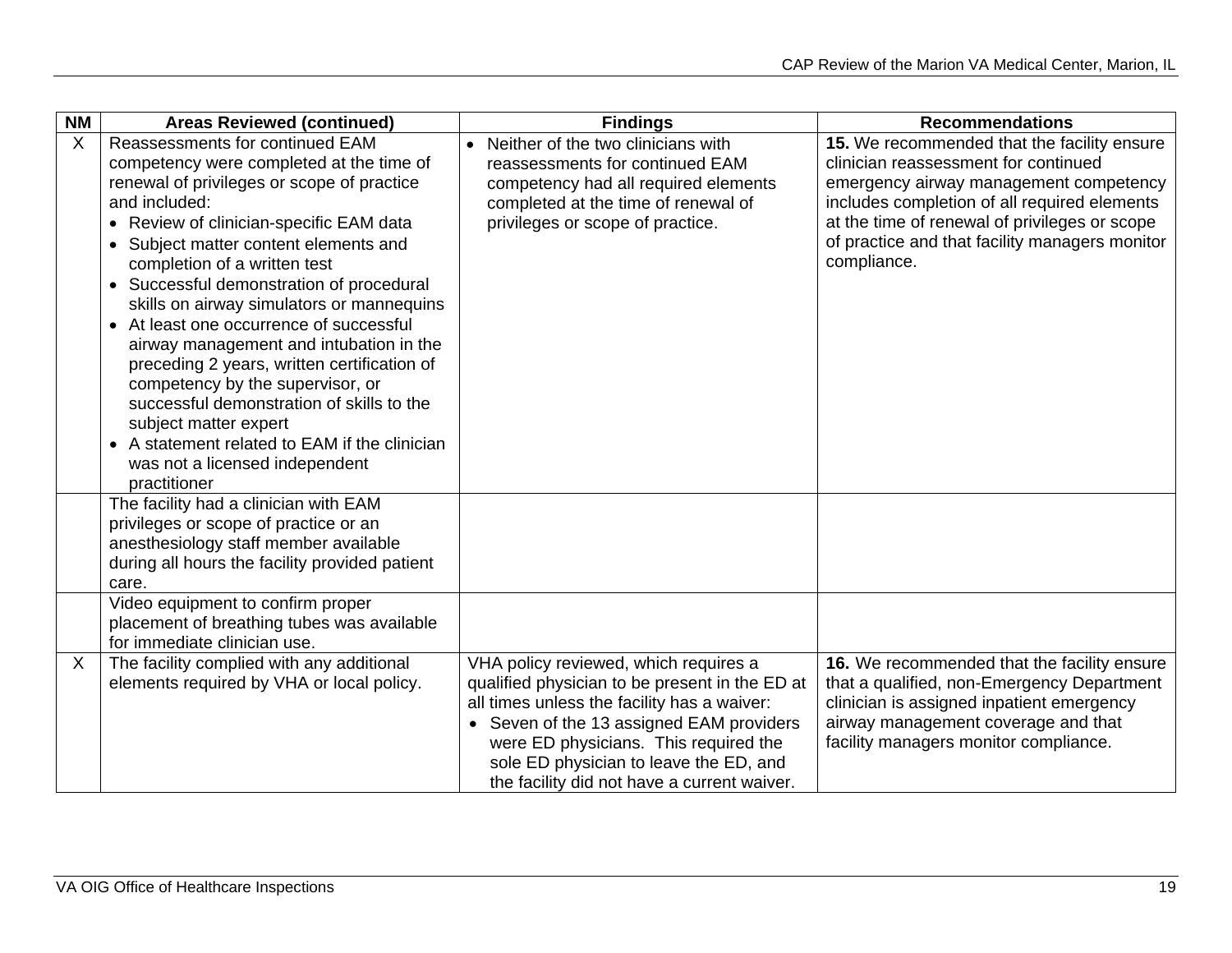| NM | Areas Reviewed (continued) | Findings | Recommendations |
|---|---|---|---|
| X | Reassessments for continued EAM competency were completed at the time of renewal of privileges or scope of practice and included:<br>• Review of clinician-specific EAM data<br>• Subject matter content elements and completion of a written test<br>• Successful demonstration of procedural skills on airway simulators or mannequins<br>• At least one occurrence of successful airway management and intubation in the preceding 2 years, written certification of competency by the supervisor, or successful demonstration of skills to the subject matter expert<br>• A statement related to EAM if the clinician was not a licensed independent practitioner | • Neither of the two clinicians with reassessments for continued EAM competency had all required elements completed at the time of renewal of privileges or scope of practice. | **15.** We recommended that the facility ensure clinician reassessment for continued emergency airway management competency includes completion of all required elements at the time of renewal of privileges or scope of practice and that facility managers monitor compliance. |
| | The facility had a clinician with EAM privileges or scope of practice or an anesthesiology staff member available during all hours the facility provided patient care. | | |
| | Video equipment to confirm proper placement of breathing tubes was available for immediate clinician use. | | |
| X | The facility complied with any additional elements required by VHA or local policy. | VHA policy reviewed, which requires a qualified physician to be present in the ED at all times unless the facility has a waiver:<br>• Seven of the 13 assigned EAM providers were ED physicians. This required the sole ED physician to leave the ED, and the facility did not have a current waiver. | **16.** We recommended that the facility ensure that a qualified, non-Emergency Department clinician is assigned inpatient emergency airway management coverage and that facility managers monitor compliance. |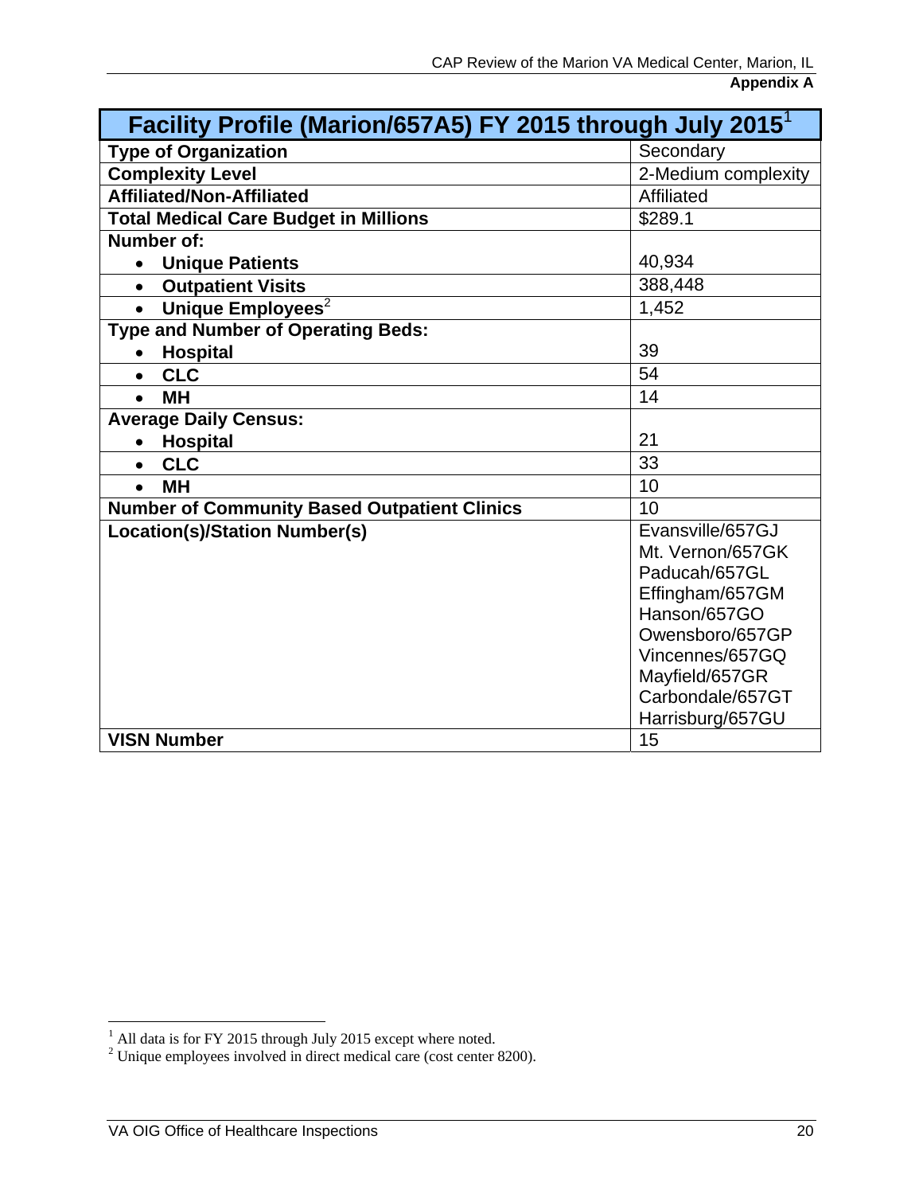**Appendix A**

| Facility Profile (Marion/657A5) FY 2015 through July 2015[1] | |
|---|---|
| **Type of Organization** | Secondary |
| **Complexity Level** | 2-Medium complexity |
| **Affiliated/Non-Affiliated** | Affiliated |
| **Total Medical Care Budget in Millions** | $289.1 |
| **Number of:** | |
| • **Unique Patients** | 40,934 |
| • **Outpatient Visits** | 388,448 |
| • **Unique Employees**[2] | 1,452 |
| **Type and Number of Operating Beds:** | |
| • **Hospital** | 39 |
| • **CLC** | 54 |
| • **MH** | 14 |
| **Average Daily Census:** | |
| • **Hospital** | 21 |
| • **CLC** | 33 |
| • **MH** | 10 |
| **Number of Community Based Outpatient Clinics** | 10 |
| **Location(s)/Station Number(s)** | Evansville/657GJ<br>Mt. Vernon/657GK<br>Paducah/657GL<br>Effingham/657GM<br>Hanson/657GO<br>Owensboro/657GP<br>Vincennes/657GQ<br>Mayfield/657GR<br>Carbondale/657GT<br>Harrisburg/657GU |
| **VISN Number** | 15 |

[1] All data is for FY 2015 through July 2015 except where noted.
[2] Unique employees involved in direct medical care (cost center 8200).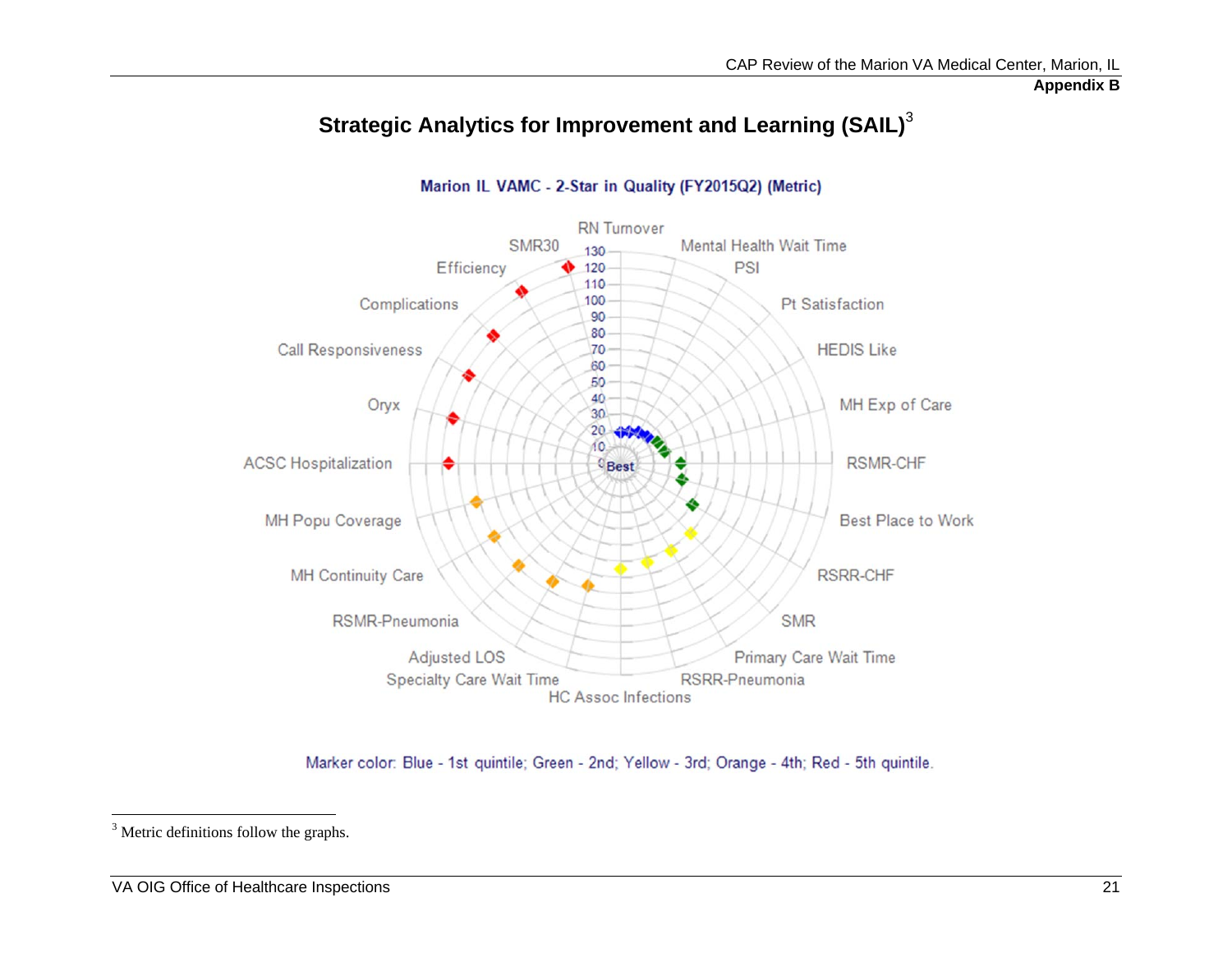# Strategic Analytics for Improvement and Learning (SAIL)[3]

Marion IL VAMC - 2-Star in Quality (FY2015Q2) (Metric)

RN Turnover, Mental Health Wait Time, PSI, Pt Satisfaction, HEDIS Like, MH Exp of Care, RSMR-CHF, Best Place to Work, RSRR-CHF, SMR, Primary Care Wait Time, RSRR-Pneumonia, HC Assoc Infections, Specialty Care Wait Time, Adjusted LOS, RSMR-Pneumonia, MH Continuity Care, MH Popu Coverage, ACSC Hospitalization, Oryx, Call Responsiveness, Complications, Efficiency, SMR30

0, 10, 20, 30, 40, 50, 60, 70, 80, 90, 100, 110, 120, 130

Best

Marker color: Blue - 1st quintile; Green - 2nd; Yellow - 3rd; Orange - 4th; Red - 5th quintile.

---

[3] Metric definitions follow the graphs.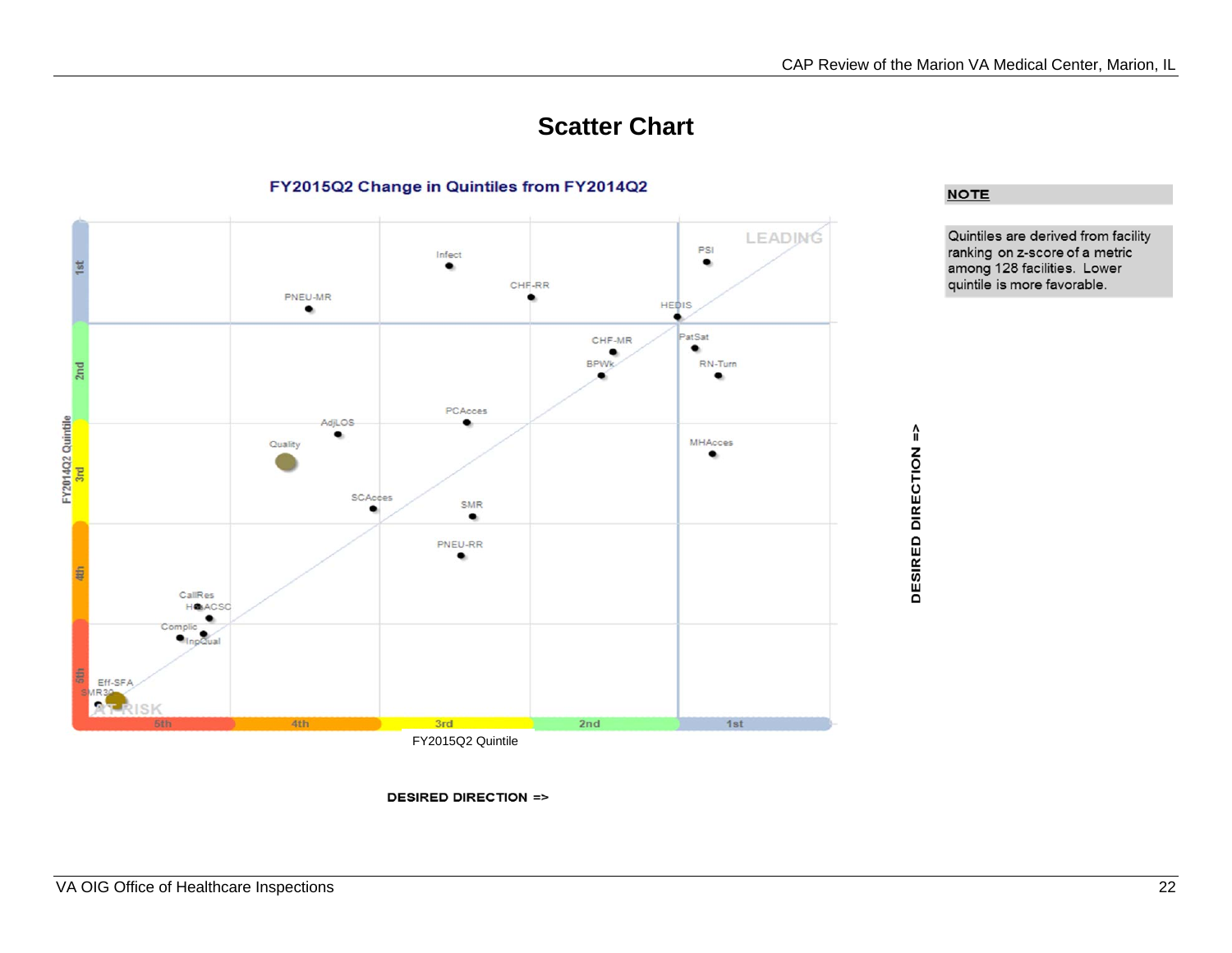# Scatter Chart

**FY2015Q2 Change in Quintiles from FY2014Q2**

LEADING

PSI

Infect

CHF-RR

PNEU-MR

HEDIS

CHF-MR

PatSat

BPWk

RN-Turn

PCAcces

AdjLOS

Quality

MHAcces

SCAcces

SMR

PNEU-RR

CallRes

HEDACSC

Complic

InpQual

Eff-SFA

SMR30

AT RISK

FY2014Q2 Quintile: 1st, 2nd, 3rd, 4th, 5th

5th, 4th, 3rd, 2nd, 1st

FY2015Q2 Quintile

**DESIRED DIRECTION =>**

**DESIRED DIRECTION =>**

**NOTE**

Quintiles are derived from facility ranking on z-score of a metric among 128 facilities. Lower quintile is more favorable.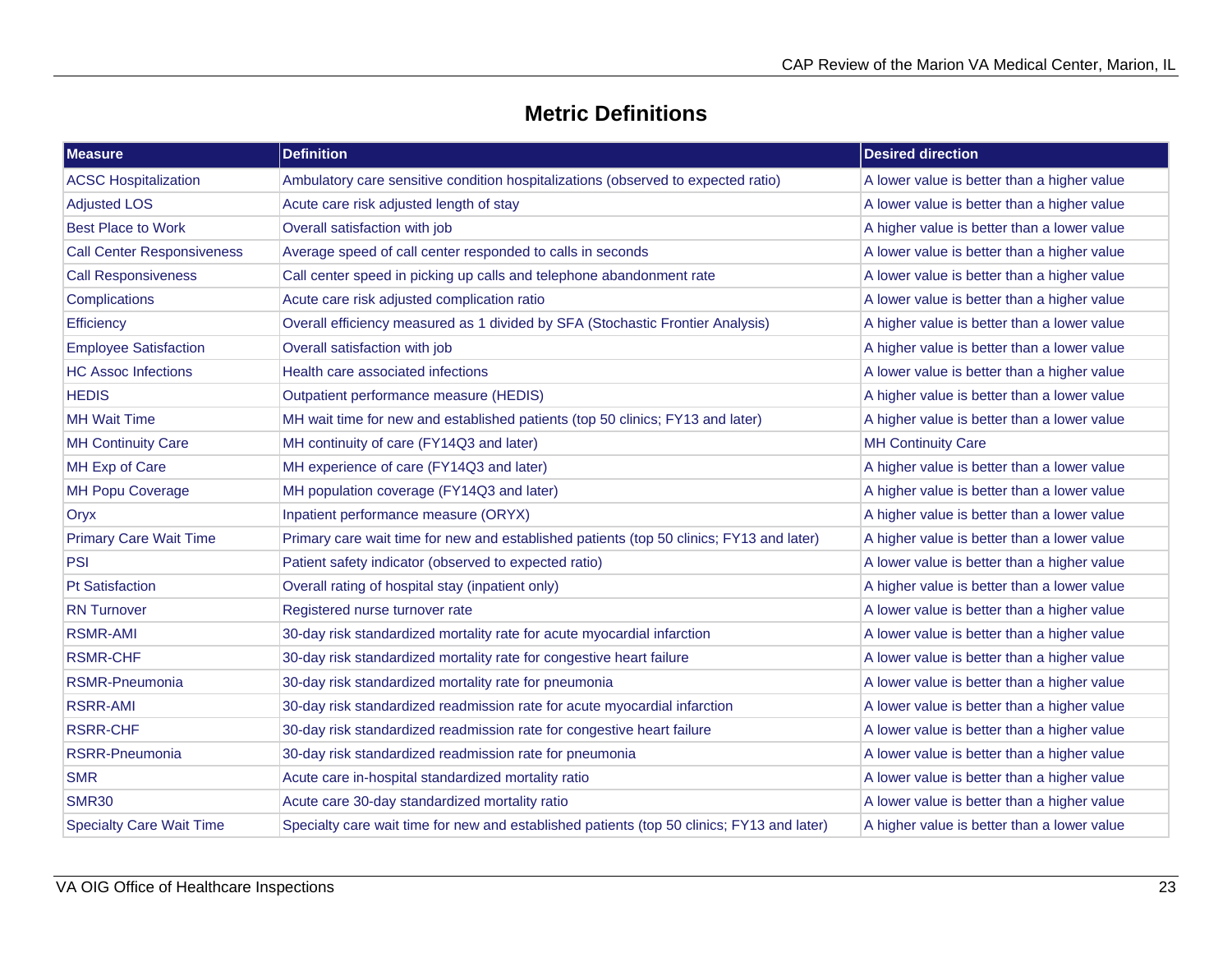## Metric Definitions

| Measure | Definition | Desired direction |
|---|---|---|
| ACSC Hospitalization | Ambulatory care sensitive condition hospitalizations (observed to expected ratio) | A lower value is better than a higher value |
| Adjusted LOS | Acute care risk adjusted length of stay | A lower value is better than a higher value |
| Best Place to Work | Overall satisfaction with job | A higher value is better than a lower value |
| Call Center Responsiveness | Average speed of call center responded to calls in seconds | A lower value is better than a higher value |
| Call Responsiveness | Call center speed in picking up calls and telephone abandonment rate | A lower value is better than a higher value |
| Complications | Acute care risk adjusted complication ratio | A lower value is better than a higher value |
| Efficiency | Overall efficiency measured as 1 divided by SFA (Stochastic Frontier Analysis) | A higher value is better than a lower value |
| Employee Satisfaction | Overall satisfaction with job | A higher value is better than a lower value |
| HC Assoc Infections | Health care associated infections | A lower value is better than a higher value |
| HEDIS | Outpatient performance measure (HEDIS) | A higher value is better than a lower value |
| MH Wait Time | MH wait time for new and established patients (top 50 clinics; FY13 and later) | A higher value is better than a lower value |
| MH Continuity Care | MH continuity of care (FY14Q3 and later) | MH Continuity Care |
| MH Exp of Care | MH experience of care (FY14Q3 and later) | A higher value is better than a lower value |
| MH Popu Coverage | MH population coverage (FY14Q3 and later) | A higher value is better than a lower value |
| Oryx | Inpatient performance measure (ORYX) | A higher value is better than a lower value |
| Primary Care Wait Time | Primary care wait time for new and established patients (top 50 clinics; FY13 and later) | A higher value is better than a lower value |
| PSI | Patient safety indicator (observed to expected ratio) | A lower value is better than a higher value |
| Pt Satisfaction | Overall rating of hospital stay (inpatient only) | A higher value is better than a lower value |
| RN Turnover | Registered nurse turnover rate | A lower value is better than a higher value |
| RSMR-AMI | 30-day risk standardized mortality rate for acute myocardial infarction | A lower value is better than a higher value |
| RSMR-CHF | 30-day risk standardized mortality rate for congestive heart failure | A lower value is better than a higher value |
| RSMR-Pneumonia | 30-day risk standardized mortality rate for pneumonia | A lower value is better than a higher value |
| RSRR-AMI | 30-day risk standardized readmission rate for acute myocardial infarction | A lower value is better than a higher value |
| RSRR-CHF | 30-day risk standardized readmission rate for congestive heart failure | A lower value is better than a higher value |
| RSRR-Pneumonia | 30-day risk standardized readmission rate for pneumonia | A lower value is better than a higher value |
| SMR | Acute care in-hospital standardized mortality ratio | A lower value is better than a higher value |
| SMR30 | Acute care 30-day standardized mortality ratio | A lower value is better than a higher value |
| Specialty Care Wait Time | Specialty care wait time for new and established patients (top 50 clinics; FY13 and later) | A higher value is better than a lower value |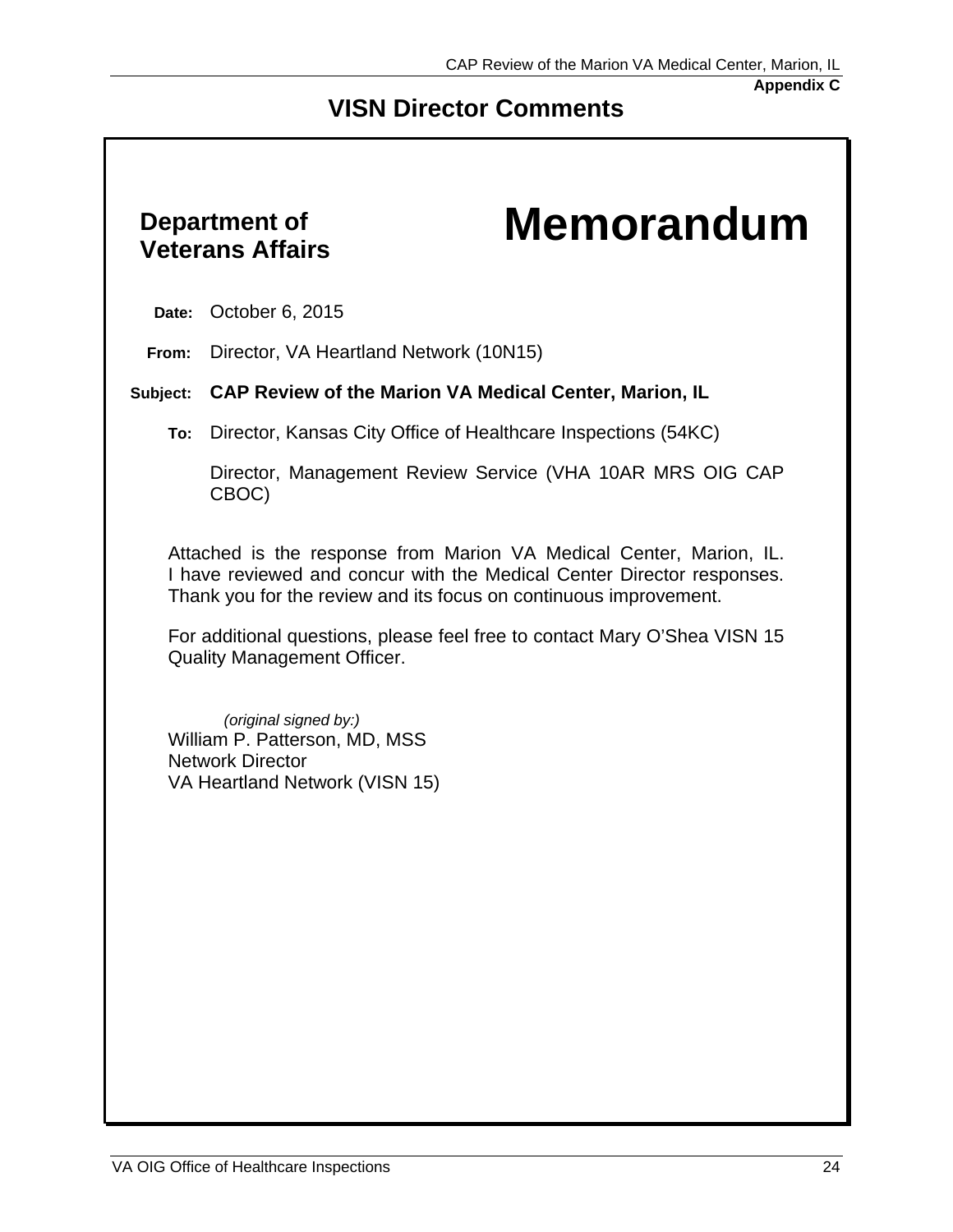Appendix C

# VISN Director Comments

**Department of Veterans Affairs**

# Memorandum

**Date:** October 6, 2015

**From:** Director, VA Heartland Network (10N15)

**Subject:** **CAP Review of the Marion VA Medical Center, Marion, IL**

**To:** Director, Kansas City Office of Healthcare Inspections (54KC)

Director, Management Review Service (VHA 10AR MRS OIG CAP CBOC)

Attached is the response from Marion VA Medical Center, Marion, IL. I have reviewed and concur with the Medical Center Director responses. Thank you for the review and its focus on continuous improvement.

For additional questions, please feel free to contact Mary O'Shea VISN 15 Quality Management Officer.

*(original signed by:)*
William P. Patterson, MD, MSS
Network Director
VA Heartland Network (VISN 15)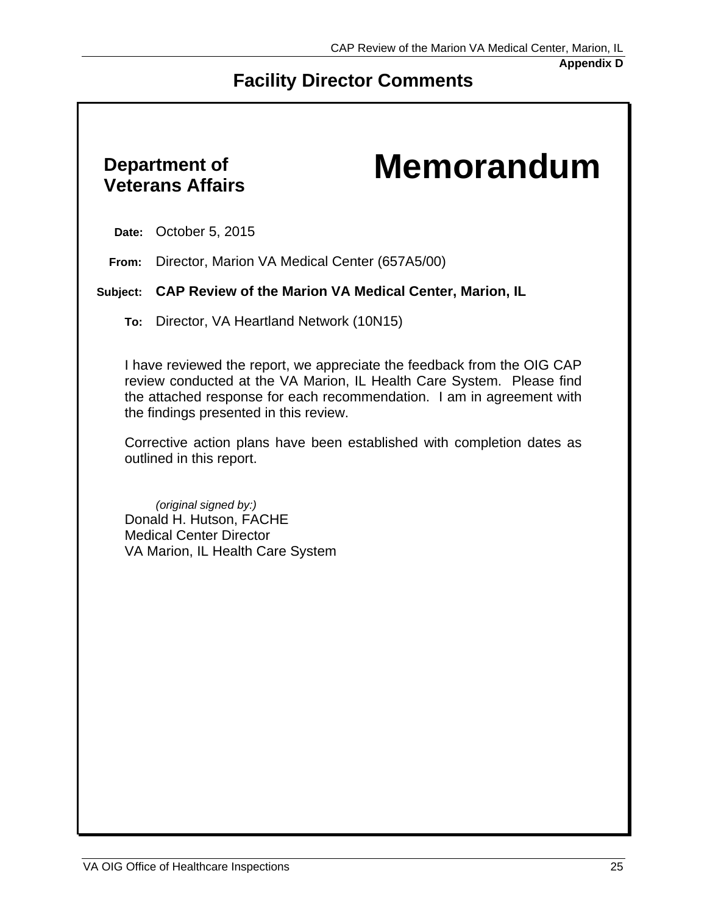**Appendix D**

# Facility Director Comments

**Department of Veterans Affairs**

# Memorandum

**Date:** October 5, 2015

**From:** Director, Marion VA Medical Center (657A5/00)

**Subject:** **CAP Review of the Marion VA Medical Center, Marion, IL**

**To:** Director, VA Heartland Network (10N15)

I have reviewed the report, we appreciate the feedback from the OIG CAP review conducted at the VA Marion, IL Health Care System. Please find the attached response for each recommendation. I am in agreement with the findings presented in this review.

Corrective action plans have been established with completion dates as outlined in this report.

*(original signed by:)*
Donald H. Hutson, FACHE
Medical Center Director
VA Marion, IL Health Care System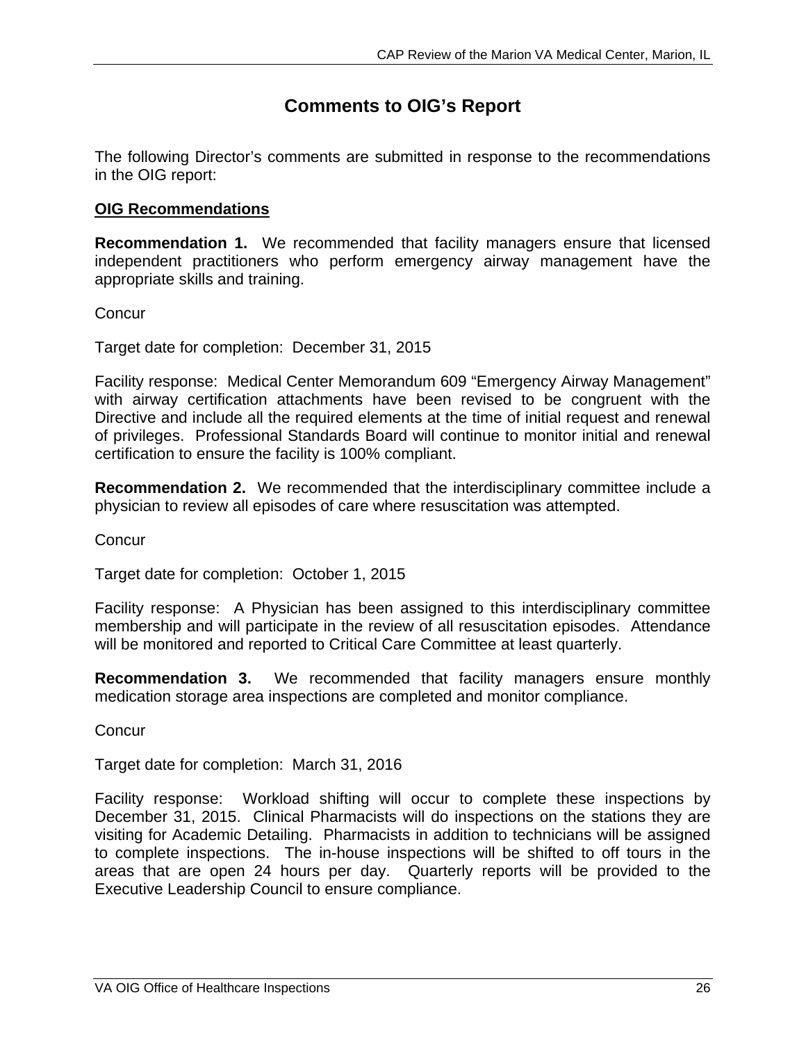## Comments to OIG's Report

The following Director's comments are submitted in response to the recommendations in the OIG report:

**OIG Recommendations**

**Recommendation 1.** We recommended that facility managers ensure that licensed independent practitioners who perform emergency airway management have the appropriate skills and training.

Concur

Target date for completion: December 31, 2015

Facility response: Medical Center Memorandum 609 "Emergency Airway Management" with airway certification attachments have been revised to be congruent with the Directive and include all the required elements at the time of initial request and renewal of privileges. Professional Standards Board will continue to monitor initial and renewal certification to ensure the facility is 100% compliant.

**Recommendation 2.** We recommended that the interdisciplinary committee include a physician to review all episodes of care where resuscitation was attempted.

Concur

Target date for completion: October 1, 2015

Facility response: A Physician has been assigned to this interdisciplinary committee membership and will participate in the review of all resuscitation episodes. Attendance will be monitored and reported to Critical Care Committee at least quarterly.

**Recommendation 3.** We recommended that facility managers ensure monthly medication storage area inspections are completed and monitor compliance.

Concur

Target date for completion: March 31, 2016

Facility response: Workload shifting will occur to complete these inspections by December 31, 2015. Clinical Pharmacists will do inspections on the stations they are visiting for Academic Detailing. Pharmacists in addition to technicians will be assigned to complete inspections. The in-house inspections will be shifted to off tours in the areas that are open 24 hours per day. Quarterly reports will be provided to the Executive Leadership Council to ensure compliance.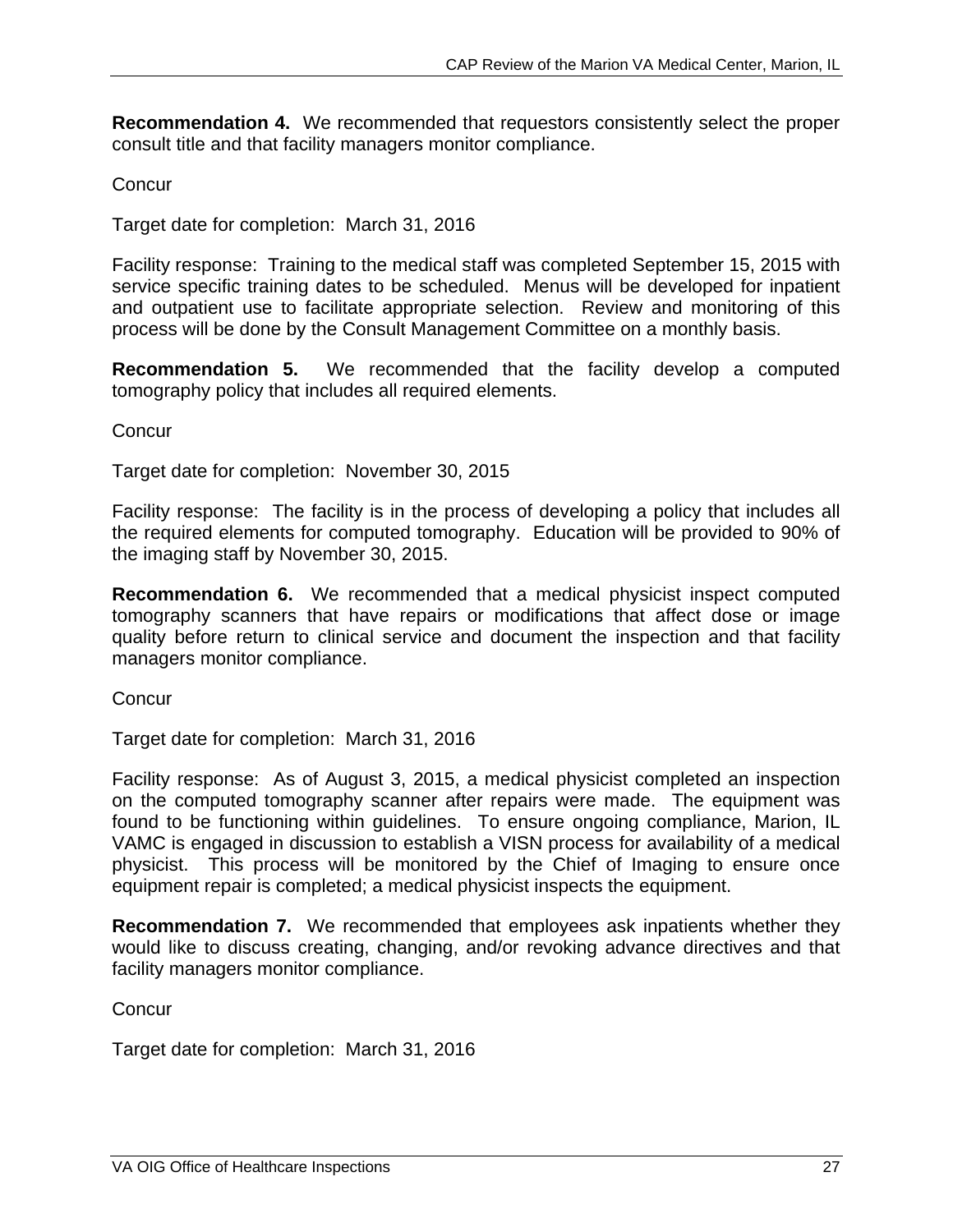**Recommendation 4.** We recommended that requestors consistently select the proper consult title and that facility managers monitor compliance.

Concur

Target date for completion: March 31, 2016

Facility response: Training to the medical staff was completed September 15, 2015 with service specific training dates to be scheduled. Menus will be developed for inpatient and outpatient use to facilitate appropriate selection. Review and monitoring of this process will be done by the Consult Management Committee on a monthly basis.

**Recommendation 5.** We recommended that the facility develop a computed tomography policy that includes all required elements.

Concur

Target date for completion: November 30, 2015

Facility response: The facility is in the process of developing a policy that includes all the required elements for computed tomography. Education will be provided to 90% of the imaging staff by November 30, 2015.

**Recommendation 6.** We recommended that a medical physicist inspect computed tomography scanners that have repairs or modifications that affect dose or image quality before return to clinical service and document the inspection and that facility managers monitor compliance.

Concur

Target date for completion: March 31, 2016

Facility response: As of August 3, 2015, a medical physicist completed an inspection on the computed tomography scanner after repairs were made. The equipment was found to be functioning within guidelines. To ensure ongoing compliance, Marion, IL VAMC is engaged in discussion to establish a VISN process for availability of a medical physicist. This process will be monitored by the Chief of Imaging to ensure once equipment repair is completed; a medical physicist inspects the equipment.

**Recommendation 7.** We recommended that employees ask inpatients whether they would like to discuss creating, changing, and/or revoking advance directives and that facility managers monitor compliance.

Concur

Target date for completion: March 31, 2016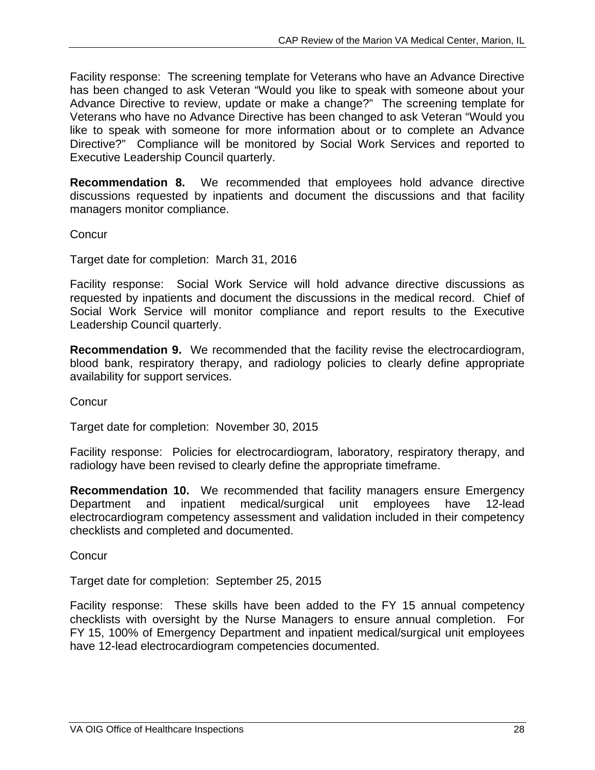Facility response: The screening template for Veterans who have an Advance Directive has been changed to ask Veteran "Would you like to speak with someone about your Advance Directive to review, update or make a change?" The screening template for Veterans who have no Advance Directive has been changed to ask Veteran "Would you like to speak with someone for more information about or to complete an Advance Directive?" Compliance will be monitored by Social Work Services and reported to Executive Leadership Council quarterly.

**Recommendation 8.** We recommended that employees hold advance directive discussions requested by inpatients and document the discussions and that facility managers monitor compliance.

Concur

Target date for completion: March 31, 2016

Facility response: Social Work Service will hold advance directive discussions as requested by inpatients and document the discussions in the medical record. Chief of Social Work Service will monitor compliance and report results to the Executive Leadership Council quarterly.

**Recommendation 9.** We recommended that the facility revise the electrocardiogram, blood bank, respiratory therapy, and radiology policies to clearly define appropriate availability for support services.

Concur

Target date for completion: November 30, 2015

Facility response: Policies for electrocardiogram, laboratory, respiratory therapy, and radiology have been revised to clearly define the appropriate timeframe.

**Recommendation 10.** We recommended that facility managers ensure Emergency Department and inpatient medical/surgical unit employees have 12-lead electrocardiogram competency assessment and validation included in their competency checklists and completed and documented.

Concur

Target date for completion: September 25, 2015

Facility response: These skills have been added to the FY 15 annual competency checklists with oversight by the Nurse Managers to ensure annual completion. For FY 15, 100% of Emergency Department and inpatient medical/surgical unit employees have 12-lead electrocardiogram competencies documented.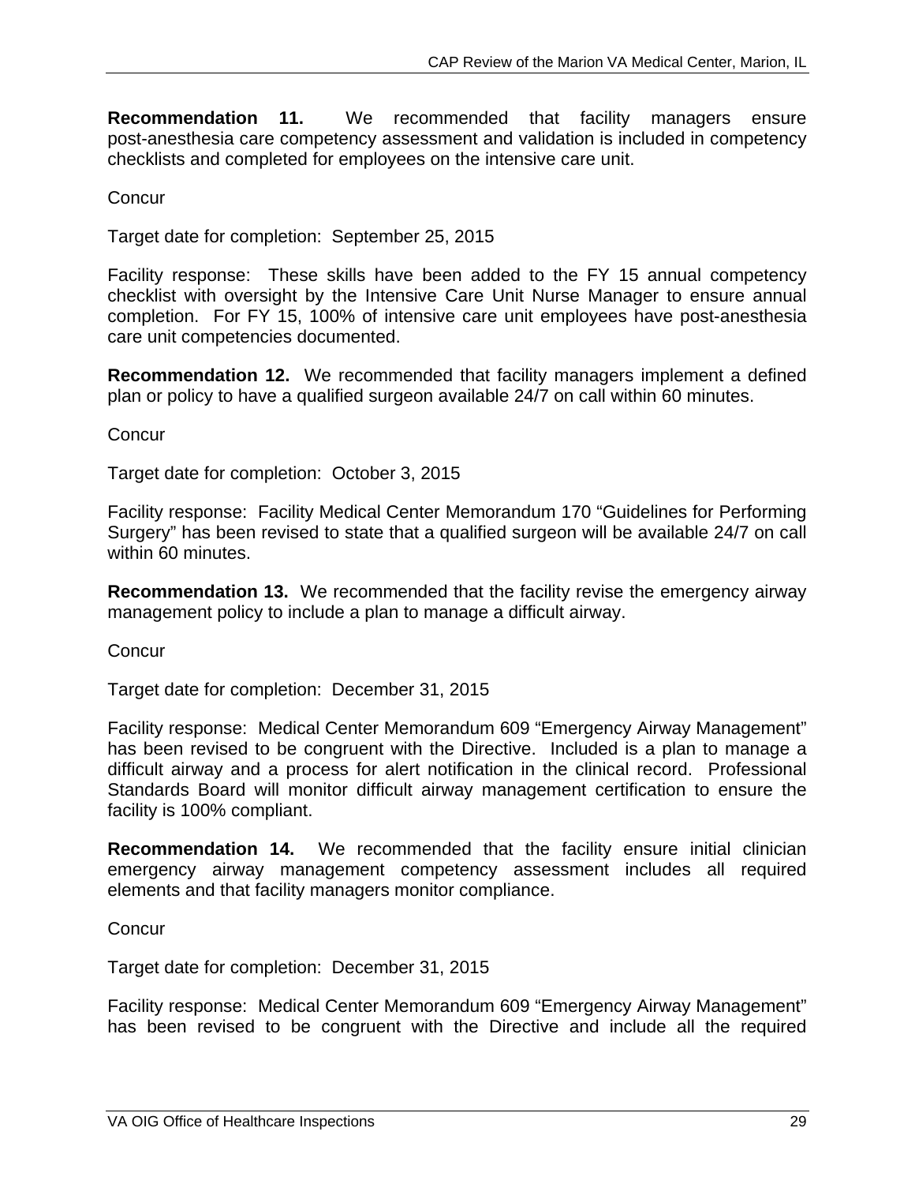**Recommendation 11.** We recommended that facility managers ensure post-anesthesia care competency assessment and validation is included in competency checklists and completed for employees on the intensive care unit.

Concur

Target date for completion: September 25, 2015

Facility response: These skills have been added to the FY 15 annual competency checklist with oversight by the Intensive Care Unit Nurse Manager to ensure annual completion. For FY 15, 100% of intensive care unit employees have post-anesthesia care unit competencies documented.

**Recommendation 12.** We recommended that facility managers implement a defined plan or policy to have a qualified surgeon available 24/7 on call within 60 minutes.

Concur

Target date for completion: October 3, 2015

Facility response: Facility Medical Center Memorandum 170 "Guidelines for Performing Surgery" has been revised to state that a qualified surgeon will be available 24/7 on call within 60 minutes.

**Recommendation 13.** We recommended that the facility revise the emergency airway management policy to include a plan to manage a difficult airway.

Concur

Target date for completion: December 31, 2015

Facility response: Medical Center Memorandum 609 "Emergency Airway Management" has been revised to be congruent with the Directive. Included is a plan to manage a difficult airway and a process for alert notification in the clinical record. Professional Standards Board will monitor difficult airway management certification to ensure the facility is 100% compliant.

**Recommendation 14.** We recommended that the facility ensure initial clinician emergency airway management competency assessment includes all required elements and that facility managers monitor compliance.

Concur

Target date for completion: December 31, 2015

Facility response: Medical Center Memorandum 609 "Emergency Airway Management" has been revised to be congruent with the Directive and include all the required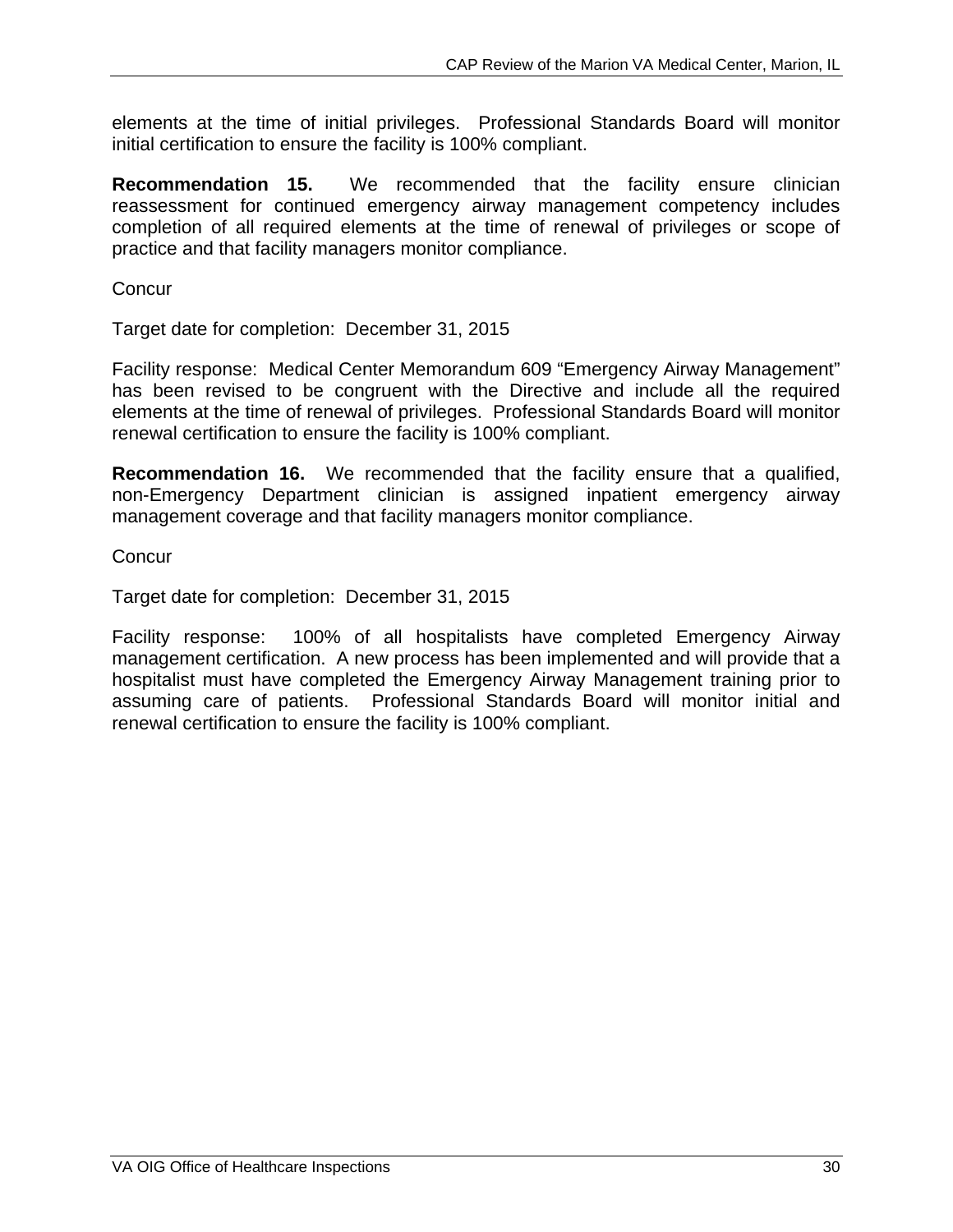elements at the time of initial privileges. Professional Standards Board will monitor initial certification to ensure the facility is 100% compliant.

**Recommendation 15.** We recommended that the facility ensure clinician reassessment for continued emergency airway management competency includes completion of all required elements at the time of renewal of privileges or scope of practice and that facility managers monitor compliance.

Concur

Target date for completion: December 31, 2015

Facility response: Medical Center Memorandum 609 "Emergency Airway Management" has been revised to be congruent with the Directive and include all the required elements at the time of renewal of privileges. Professional Standards Board will monitor renewal certification to ensure the facility is 100% compliant.

**Recommendation 16.** We recommended that the facility ensure that a qualified, non-Emergency Department clinician is assigned inpatient emergency airway management coverage and that facility managers monitor compliance.

Concur

Target date for completion: December 31, 2015

Facility response: 100% of all hospitalists have completed Emergency Airway management certification. A new process has been implemented and will provide that a hospitalist must have completed the Emergency Airway Management training prior to assuming care of patients. Professional Standards Board will monitor initial and renewal certification to ensure the facility is 100% compliant.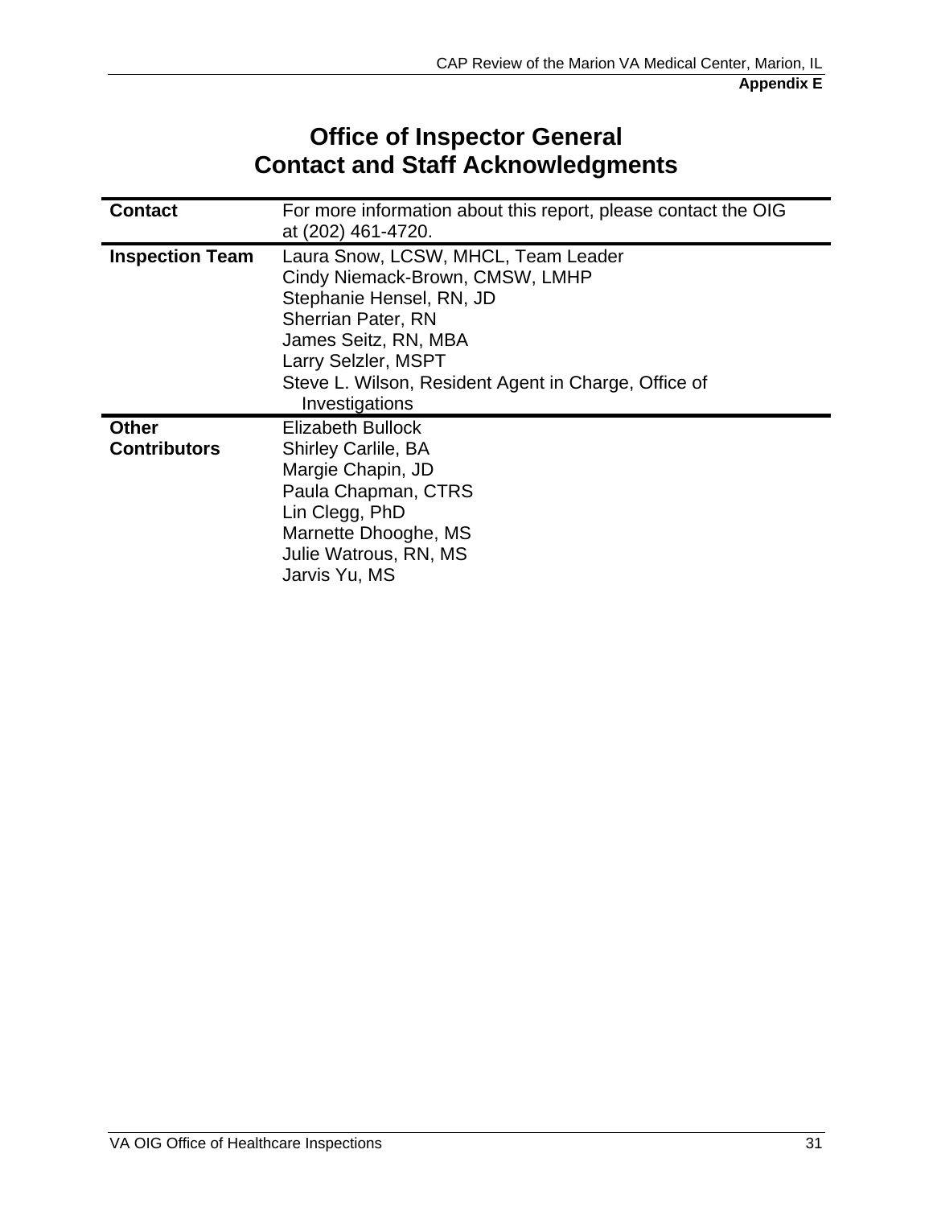**Appendix E**

# Office of Inspector General
# Contact and Staff Acknowledgments

| | |
|---|---|
| **Contact** | For more information about this report, please contact the OIG at (202) 461-4720. |
| **Inspection Team** | Laura Snow, LCSW, MHCL, Team Leader<br>Cindy Niemack-Brown, CMSW, LMHP<br>Stephanie Hensel, RN, JD<br>Sherrian Pater, RN<br>James Seitz, RN, MBA<br>Larry Selzler, MSPT<br>Steve L. Wilson, Resident Agent in Charge, Office of Investigations |
| **Other Contributors** | Elizabeth Bullock<br>Shirley Carlile, BA<br>Margie Chapin, JD<br>Paula Chapman, CTRS<br>Lin Clegg, PhD<br>Marnette Dhooghe, MS<br>Julie Watrous, RN, MS<br>Jarvis Yu, MS |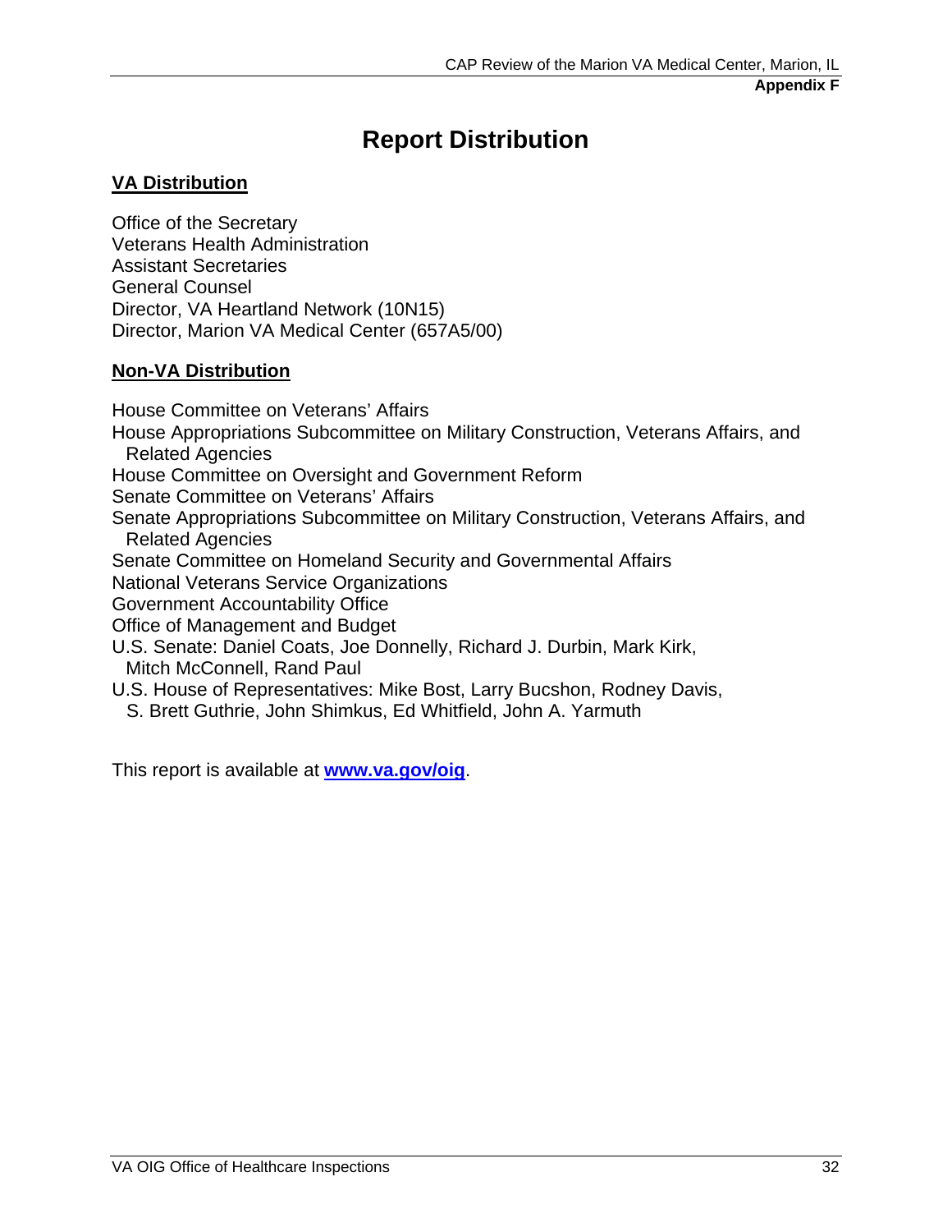**Appendix F**

# Report Distribution

## VA Distribution

Office of the Secretary
Veterans Health Administration
Assistant Secretaries
General Counsel
Director, VA Heartland Network (10N15)
Director, Marion VA Medical Center (657A5/00)

## Non-VA Distribution

House Committee on Veterans' Affairs
House Appropriations Subcommittee on Military Construction, Veterans Affairs, and Related Agencies
House Committee on Oversight and Government Reform
Senate Committee on Veterans' Affairs
Senate Appropriations Subcommittee on Military Construction, Veterans Affairs, and Related Agencies
Senate Committee on Homeland Security and Governmental Affairs
National Veterans Service Organizations
Government Accountability Office
Office of Management and Budget
U.S. Senate: Daniel Coats, Joe Donnelly, Richard J. Durbin, Mark Kirk, Mitch McConnell, Rand Paul
U.S. House of Representatives: Mike Bost, Larry Bucshon, Rodney Davis, S. Brett Guthrie, John Shimkus, Ed Whitfield, John A. Yarmuth

This report is available at **www.va.gov/oig**.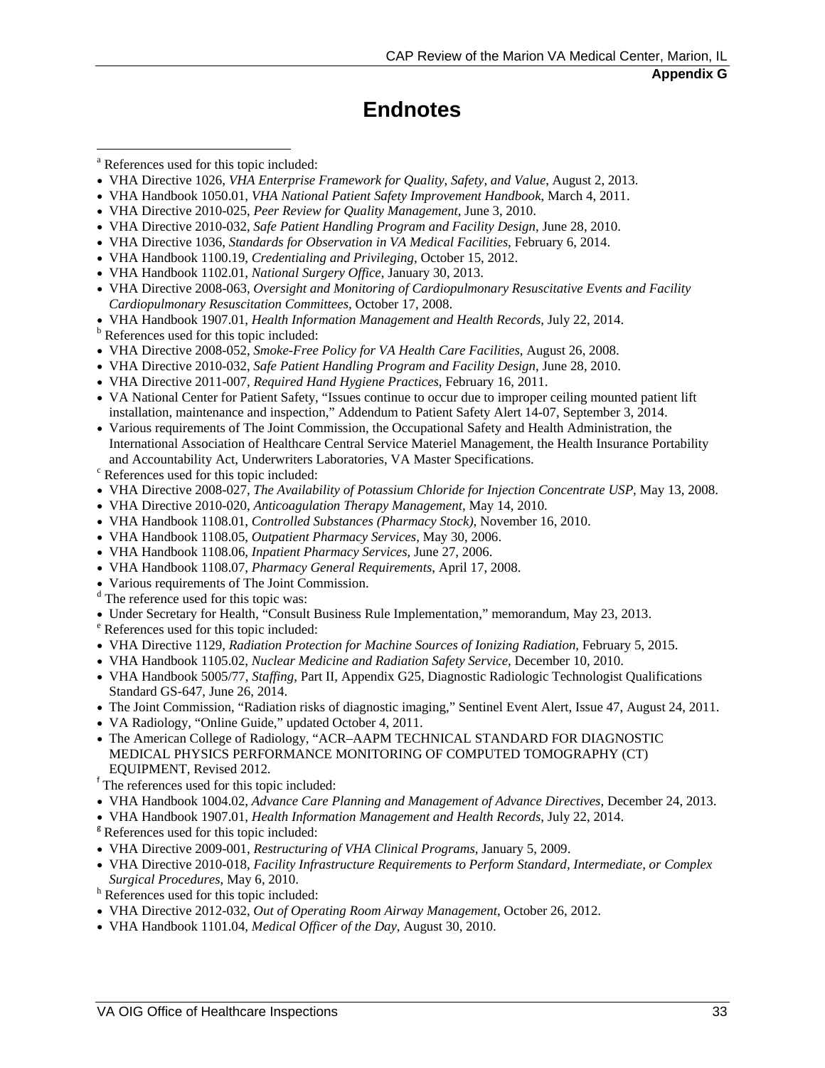# Endnotes

[a] References used for this topic included:

- VHA Directive 1026, *VHA Enterprise Framework for Quality, Safety, and Value*, August 2, 2013.
- VHA Handbook 1050.01, *VHA National Patient Safety Improvement Handbook*, March 4, 2011.
- VHA Directive 2010-025, *Peer Review for Quality Management*, June 3, 2010.
- VHA Directive 2010-032, *Safe Patient Handling Program and Facility Design*, June 28, 2010.
- VHA Directive 1036, *Standards for Observation in VA Medical Facilities*, February 6, 2014.
- VHA Handbook 1100.19, *Credentialing and Privileging*, October 15, 2012.
- VHA Handbook 1102.01, *National Surgery Office*, January 30, 2013.
- VHA Directive 2008-063, *Oversight and Monitoring of Cardiopulmonary Resuscitative Events and Facility Cardiopulmonary Resuscitation Committees*, October 17, 2008.
- VHA Handbook 1907.01, *Health Information Management and Health Records*, July 22, 2014.

[b] References used for this topic included:

- VHA Directive 2008-052, *Smoke-Free Policy for VA Health Care Facilities*, August 26, 2008.
- VHA Directive 2010-032, *Safe Patient Handling Program and Facility Design*, June 28, 2010.
- VHA Directive 2011-007, *Required Hand Hygiene Practices*, February 16, 2011.
- VA National Center for Patient Safety, "Issues continue to occur due to improper ceiling mounted patient lift installation, maintenance and inspection," Addendum to Patient Safety Alert 14-07, September 3, 2014.
- Various requirements of The Joint Commission, the Occupational Safety and Health Administration, the International Association of Healthcare Central Service Materiel Management, the Health Insurance Portability and Accountability Act, Underwriters Laboratories, VA Master Specifications.

[c] References used for this topic included:

- VHA Directive 2008-027, *The Availability of Potassium Chloride for Injection Concentrate USP*, May 13, 2008.
- VHA Directive 2010-020, *Anticoagulation Therapy Management*, May 14, 2010.
- VHA Handbook 1108.01, *Controlled Substances (Pharmacy Stock)*, November 16, 2010.
- VHA Handbook 1108.05, *Outpatient Pharmacy Services*, May 30, 2006.
- VHA Handbook 1108.06, *Inpatient Pharmacy Services*, June 27, 2006.
- VHA Handbook 1108.07, *Pharmacy General Requirements*, April 17, 2008.
- Various requirements of The Joint Commission.

[d] The reference used for this topic was:

- Under Secretary for Health, "Consult Business Rule Implementation," memorandum, May 23, 2013.

[e] References used for this topic included:

- VHA Directive 1129, *Radiation Protection for Machine Sources of Ionizing Radiation*, February 5, 2015.
- VHA Handbook 1105.02, *Nuclear Medicine and Radiation Safety Service*, December 10, 2010.
- VHA Handbook 5005/77, *Staffing*, Part II, Appendix G25, Diagnostic Radiologic Technologist Qualifications Standard GS-647, June 26, 2014.
- The Joint Commission, "Radiation risks of diagnostic imaging," Sentinel Event Alert, Issue 47, August 24, 2011.
- VA Radiology, "Online Guide," updated October 4, 2011.
- The American College of Radiology, "ACR–AAPM TECHNICAL STANDARD FOR DIAGNOSTIC MEDICAL PHYSICS PERFORMANCE MONITORING OF COMPUTED TOMOGRAPHY (CT) EQUIPMENT, Revised 2012.

[f] The references used for this topic included:

- VHA Handbook 1004.02, *Advance Care Planning and Management of Advance Directives*, December 24, 2013.
- VHA Handbook 1907.01, *Health Information Management and Health Records*, July 22, 2014.

[g] References used for this topic included:

- VHA Directive 2009-001, *Restructuring of VHA Clinical Programs*, January 5, 2009.
- VHA Directive 2010-018, *Facility Infrastructure Requirements to Perform Standard, Intermediate, or Complex Surgical Procedures*, May 6, 2010.

[h] References used for this topic included:

- VHA Directive 2012-032, *Out of Operating Room Airway Management*, October 26, 2012.
- VHA Handbook 1101.04, *Medical Officer of the Day*, August 30, 2010.